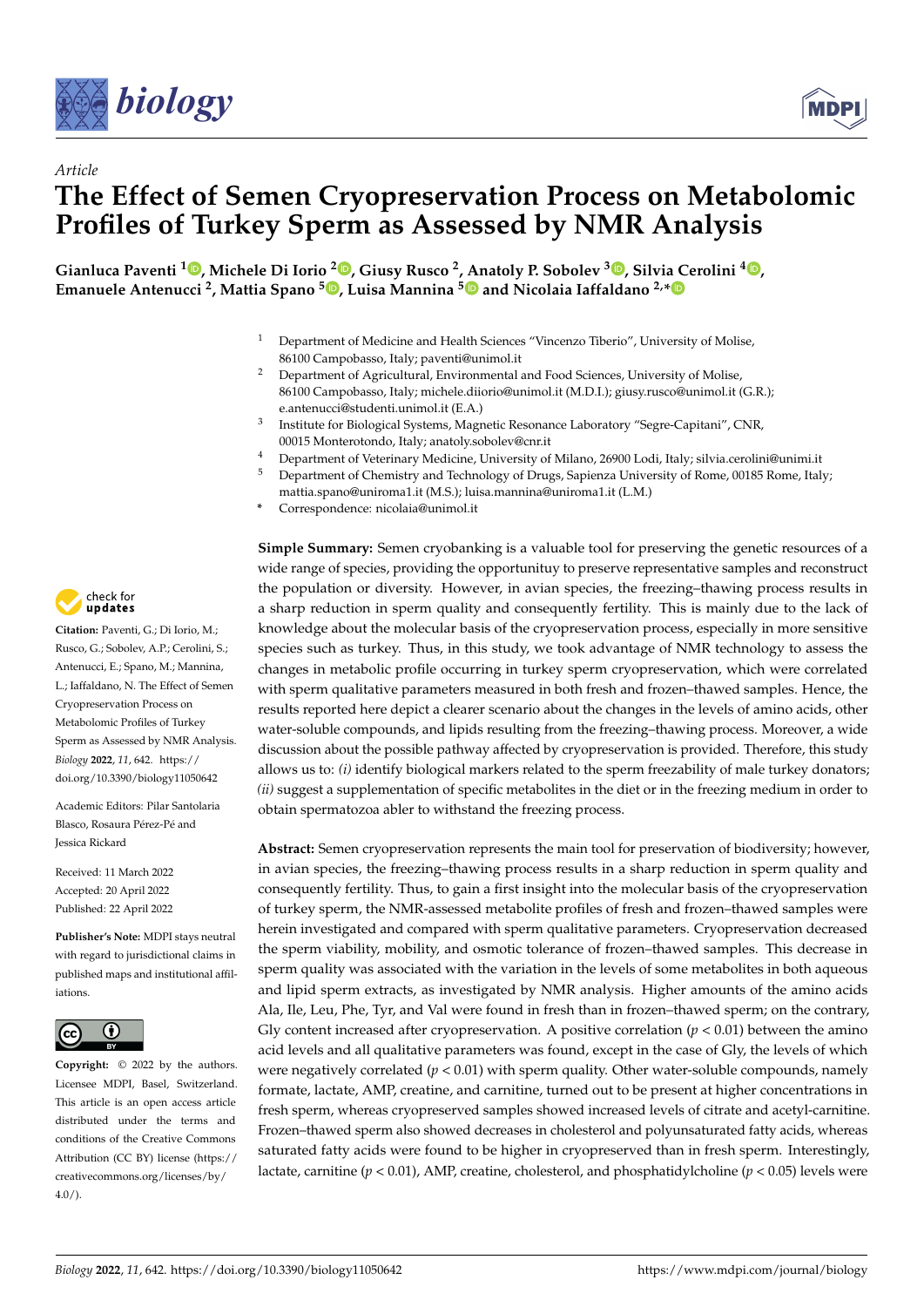*Article*

# The Effect of Semen Cryopreservation Process on Metabolomic Profiles of Turkey Sperm as Assessed by NMR Analysis

**Gianluca Paventi [1], Michele Di Iorio [2], Giusy Rusco [2], Anatoly P. Sobolev [3], Silvia Cerolini [4], Emanuele Antenucci [2], Mattia Spano [5], Luisa Mannina [5] and Nicolaia Iaffaldano [2,*]**

[1] Department of Medicine and Health Sciences "Vincenzo Tiberio", University of Molise, 86100 Campobasso, Italy; paventi@unimol.it

[2] Department of Agricultural, Environmental and Food Sciences, University of Molise, 86100 Campobasso, Italy; michele.diiorio@unimol.it (M.D.I.); giusy.rusco@unimol.it (G.R.); e.antenucci@studenti.unimol.it (E.A.)

[3] Institute for Biological Systems, Magnetic Resonance Laboratory "Segre-Capitani", CNR, 00015 Monterotondo, Italy; anatoly.sobolev@cnr.it

[4] Department of Veterinary Medicine, University of Milano, 26900 Lodi, Italy; silvia.cerolini@unimi.it

[5] Department of Chemistry and Technology of Drugs, Sapienza University of Rome, 00185 Rome, Italy; mattia.spano@uniroma1.it (M.S.); luisa.mannina@uniroma1.it (L.M.)

\* Correspondence: nicolaia@unimol.it

**Citation:** Paventi, G.; Di Iorio, M.; Rusco, G.; Sobolev, A.P.; Cerolini, S.; Antenucci, E.; Spano, M.; Mannina, L.; Iaffaldano, N. The Effect of Semen Cryopreservation Process on Metabolomic Profiles of Turkey Sperm as Assessed by NMR Analysis. *Biology* **2022**, *11*, 642. https://doi.org/10.3390/biology11050642

Academic Editors: Pilar Santolaria Blasco, Rosaura Pérez-Pé and Jessica Rickard

Received: 11 March 2022
Accepted: 20 April 2022
Published: 22 April 2022

**Publisher's Note:** MDPI stays neutral with regard to jurisdictional claims in published maps and institutional affiliations.

**Copyright:** © 2022 by the authors. Licensee MDPI, Basel, Switzerland. This article is an open access article distributed under the terms and conditions of the Creative Commons Attribution (CC BY) license (https://creativecommons.org/licenses/by/4.0/).

**Simple Summary:** Semen cryobanking is a valuable tool for preserving the genetic resources of a wide range of species, providing the opportunituy to preserve representative samples and reconstruct the population or diversity. However, in avian species, the freezing–thawing process results in a sharp reduction in sperm quality and consequently fertility. This is mainly due to the lack of knowledge about the molecular basis of the cryopreservation process, especially in more sensitive species such as turkey. Thus, in this study, we took advantage of NMR technology to assess the changes in metabolic profile occurring in turkey sperm cryopreservation, which were correlated with sperm qualitative parameters measured in both fresh and frozen–thawed samples. Hence, the results reported here depict a clearer scenario about the changes in the levels of amino acids, other water-soluble compounds, and lipids resulting from the freezing–thawing process. Moreover, a wide discussion about the possible pathway affected by cryopreservation is provided. Therefore, this study allows us to: *(i)* identify biological markers related to the sperm freezability of male turkey donators; *(ii)* suggest a supplementation of specific metabolites in the diet or in the freezing medium in order to obtain spermatozoa abler to withstand the freezing process.

**Abstract:** Semen cryopreservation represents the main tool for preservation of biodiversity; however, in avian species, the freezing–thawing process results in a sharp reduction in sperm quality and consequently fertility. Thus, to gain a first insight into the molecular basis of the cryopreservation of turkey sperm, the NMR-assessed metabolite profiles of fresh and frozen–thawed samples were herein investigated and compared with sperm qualitative parameters. Cryopreservation decreased the sperm viability, mobility, and osmotic tolerance of frozen–thawed samples. This decrease in sperm quality was associated with the variation in the levels of some metabolites in both aqueous and lipid sperm extracts, as investigated by NMR analysis. Higher amounts of the amino acids Ala, Ile, Leu, Phe, Tyr, and Val were found in fresh than in frozen–thawed sperm; on the contrary, Gly content increased after cryopreservation. A positive correlation ($p < 0.01$) between the amino acid levels and all qualitative parameters was found, except in the case of Gly, the levels of which were negatively correlated ($p < 0.01$) with sperm quality. Other water-soluble compounds, namely formate, lactate, AMP, creatine, and carnitine, turned out to be present at higher concentrations in fresh sperm, whereas cryopreserved samples showed increased levels of citrate and acetyl-carnitine. Frozen–thawed sperm also showed decreases in cholesterol and polyunsaturated fatty acids, whereas saturated fatty acids were found to be higher in cryopreserved than in fresh sperm. Interestingly, lactate, carnitine ($p < 0.01$), AMP, creatine, cholesterol, and phosphatidylcholine ($p < 0.05$) levels were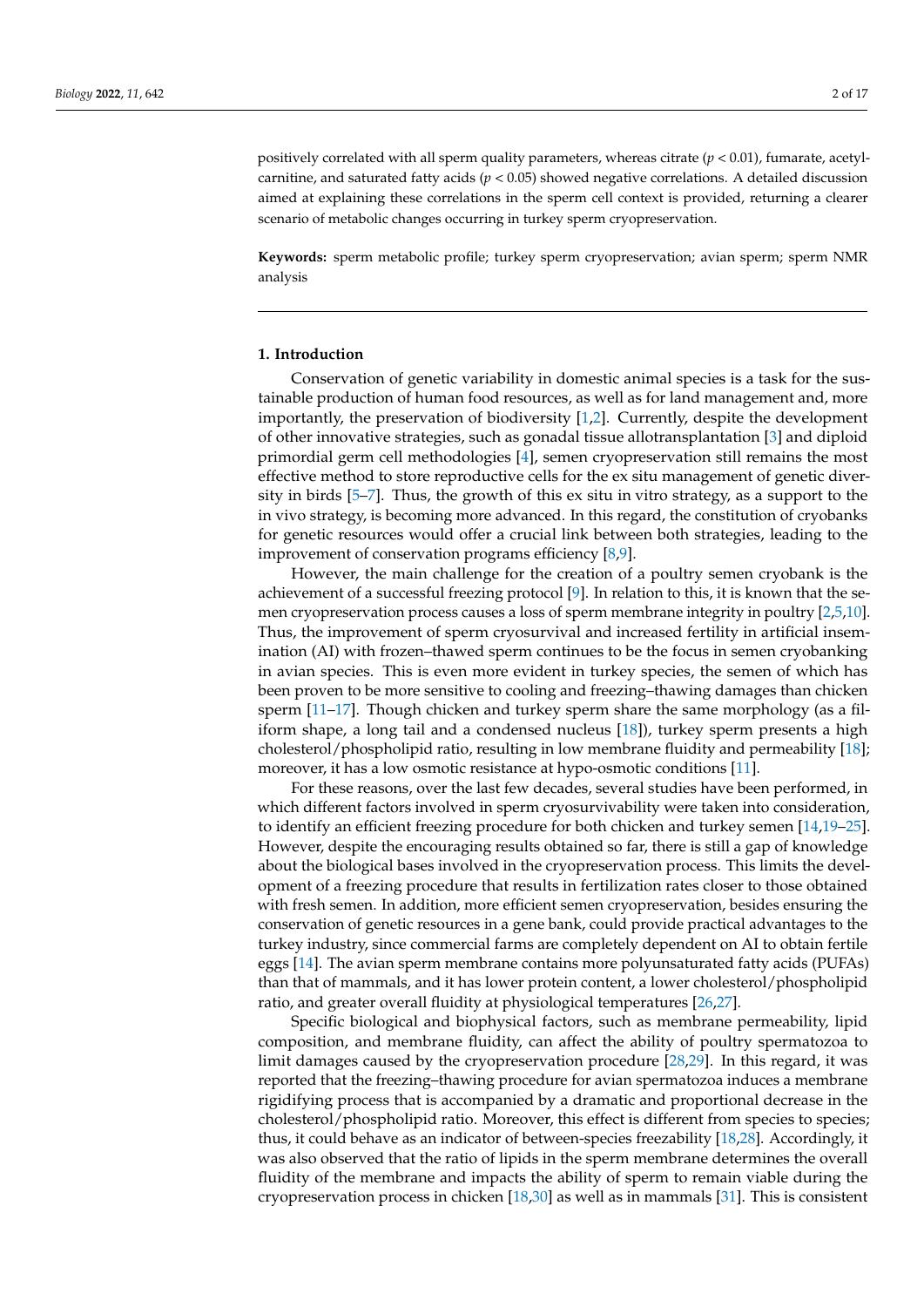positively correlated with all sperm quality parameters, whereas citrate ($p < 0.01$), fumarate, acetylcarnitine, and saturated fatty acids ($p < 0.05$) showed negative correlations. A detailed discussion aimed at explaining these correlations in the sperm cell context is provided, returning a clearer scenario of metabolic changes occurring in turkey sperm cryopreservation.

**Keywords:** sperm metabolic profile; turkey sperm cryopreservation; avian sperm; sperm NMR analysis

## 1. Introduction

Conservation of genetic variability in domestic animal species is a task for the sustainable production of human food resources, as well as for land management and, more importantly, the preservation of biodiversity [1,2]. Currently, despite the development of other innovative strategies, such as gonadal tissue allotransplantation [3] and diploid primordial germ cell methodologies [4], semen cryopreservation still remains the most effective method to store reproductive cells for the ex situ management of genetic diversity in birds [5–7]. Thus, the growth of this ex situ in vitro strategy, as a support to the in vivo strategy, is becoming more advanced. In this regard, the constitution of cryobanks for genetic resources would offer a crucial link between both strategies, leading to the improvement of conservation programs efficiency [8,9].

However, the main challenge for the creation of a poultry semen cryobank is the achievement of a successful freezing protocol [9]. In relation to this, it is known that the semen cryopreservation process causes a loss of sperm membrane integrity in poultry [2,5,10]. Thus, the improvement of sperm cryosurvival and increased fertility in artificial insemination (AI) with frozen–thawed sperm continues to be the focus in semen cryobanking in avian species. This is even more evident in turkey species, the semen of which has been proven to be more sensitive to cooling and freezing–thawing damages than chicken sperm [11–17]. Though chicken and turkey sperm share the same morphology (as a filiform shape, a long tail and a condensed nucleus [18]), turkey sperm presents a high cholesterol/phospholipid ratio, resulting in low membrane fluidity and permeability [18]; moreover, it has a low osmotic resistance at hypo-osmotic conditions [11].

For these reasons, over the last few decades, several studies have been performed, in which different factors involved in sperm cryosurvivability were taken into consideration, to identify an efficient freezing procedure for both chicken and turkey semen [14,19–25]. However, despite the encouraging results obtained so far, there is still a gap of knowledge about the biological bases involved in the cryopreservation process. This limits the development of a freezing procedure that results in fertilization rates closer to those obtained with fresh semen. In addition, more efficient semen cryopreservation, besides ensuring the conservation of genetic resources in a gene bank, could provide practical advantages to the turkey industry, since commercial farms are completely dependent on AI to obtain fertile eggs [14]. The avian sperm membrane contains more polyunsaturated fatty acids (PUFAs) than that of mammals, and it has lower protein content, a lower cholesterol/phospholipid ratio, and greater overall fluidity at physiological temperatures [26,27].

Specific biological and biophysical factors, such as membrane permeability, lipid composition, and membrane fluidity, can affect the ability of poultry spermatozoa to limit damages caused by the cryopreservation procedure [28,29]. In this regard, it was reported that the freezing–thawing procedure for avian spermatozoa induces a membrane rigidifying process that is accompanied by a dramatic and proportional decrease in the cholesterol/phospholipid ratio. Moreover, this effect is different from species to species; thus, it could behave as an indicator of between-species freezability [18,28]. Accordingly, it was also observed that the ratio of lipids in the sperm membrane determines the overall fluidity of the membrane and impacts the ability of sperm to remain viable during the cryopreservation process in chicken [18,30] as well as in mammals [31]. This is consistent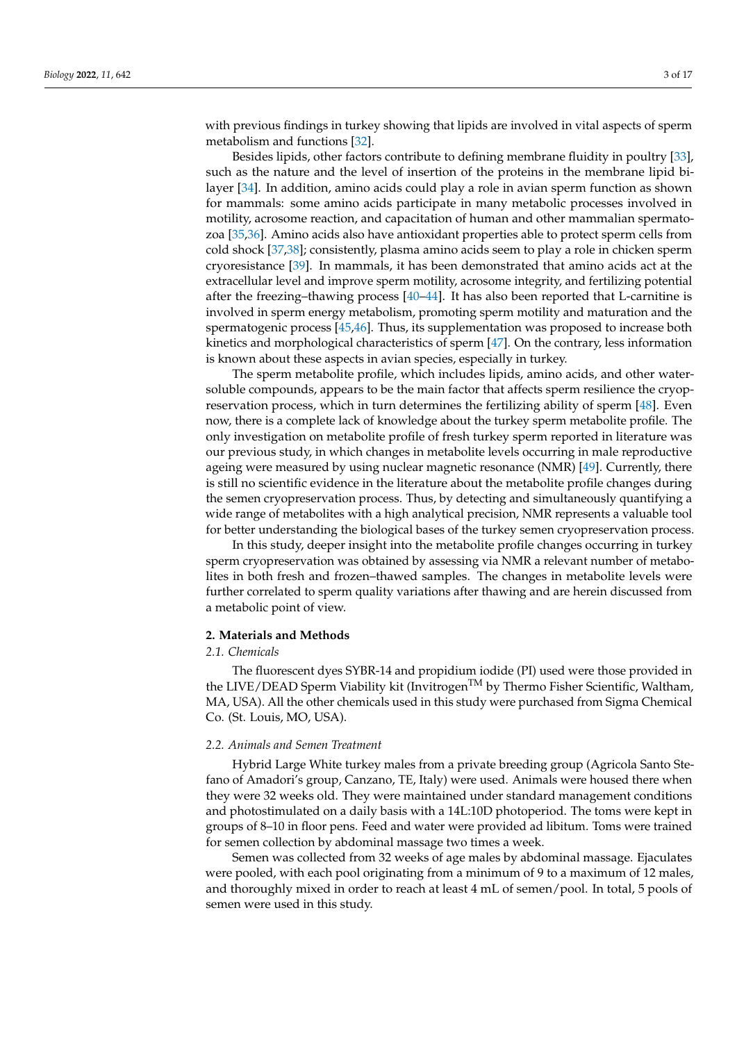with previous findings in turkey showing that lipids are involved in vital aspects of sperm metabolism and functions [32].

Besides lipids, other factors contribute to defining membrane fluidity in poultry [33], such as the nature and the level of insertion of the proteins in the membrane lipid bilayer [34]. In addition, amino acids could play a role in avian sperm function as shown for mammals: some amino acids participate in many metabolic processes involved in motility, acrosome reaction, and capacitation of human and other mammalian spermatozoa [35,36]. Amino acids also have antioxidant properties able to protect sperm cells from cold shock [37,38]; consistently, plasma amino acids seem to play a role in chicken sperm cryoresistance [39]. In mammals, it has been demonstrated that amino acids act at the extracellular level and improve sperm motility, acrosome integrity, and fertilizing potential after the freezing–thawing process [40–44]. It has also been reported that L-carnitine is involved in sperm energy metabolism, promoting sperm motility and maturation and the spermatogenic process [45,46]. Thus, its supplementation was proposed to increase both kinetics and morphological characteristics of sperm [47]. On the contrary, less information is known about these aspects in avian species, especially in turkey.

The sperm metabolite profile, which includes lipids, amino acids, and other water-soluble compounds, appears to be the main factor that affects sperm resilience the cryopreservation process, which in turn determines the fertilizing ability of sperm [48]. Even now, there is a complete lack of knowledge about the turkey sperm metabolite profile. The only investigation on metabolite profile of fresh turkey sperm reported in literature was our previous study, in which changes in metabolite levels occurring in male reproductive ageing were measured by using nuclear magnetic resonance (NMR) [49]. Currently, there is still no scientific evidence in the literature about the metabolite profile changes during the semen cryopreservation process. Thus, by detecting and simultaneously quantifying a wide range of metabolites with a high analytical precision, NMR represents a valuable tool for better understanding the biological bases of the turkey semen cryopreservation process.

In this study, deeper insight into the metabolite profile changes occurring in turkey sperm cryopreservation was obtained by assessing via NMR a relevant number of metabolites in both fresh and frozen–thawed samples. The changes in metabolite levels were further correlated to sperm quality variations after thawing and are herein discussed from a metabolic point of view.

## 2. Materials and Methods

### 2.1. Chemicals

The fluorescent dyes SYBR-14 and propidium iodide (PI) used were those provided in the LIVE/DEAD Sperm Viability kit (Invitrogen™ by Thermo Fisher Scientific, Waltham, MA, USA). All the other chemicals used in this study were purchased from Sigma Chemical Co. (St. Louis, MO, USA).

### 2.2. Animals and Semen Treatment

Hybrid Large White turkey males from a private breeding group (Agricola Santo Stefano of Amadori's group, Canzano, TE, Italy) were used. Animals were housed there when they were 32 weeks old. They were maintained under standard management conditions and photostimulated on a daily basis with a 14L:10D photoperiod. The toms were kept in groups of 8–10 in floor pens. Feed and water were provided ad libitum. Toms were trained for semen collection by abdominal massage two times a week.

Semen was collected from 32 weeks of age males by abdominal massage. Ejaculates were pooled, with each pool originating from a minimum of 9 to a maximum of 12 males, and thoroughly mixed in order to reach at least 4 mL of semen/pool. In total, 5 pools of semen were used in this study.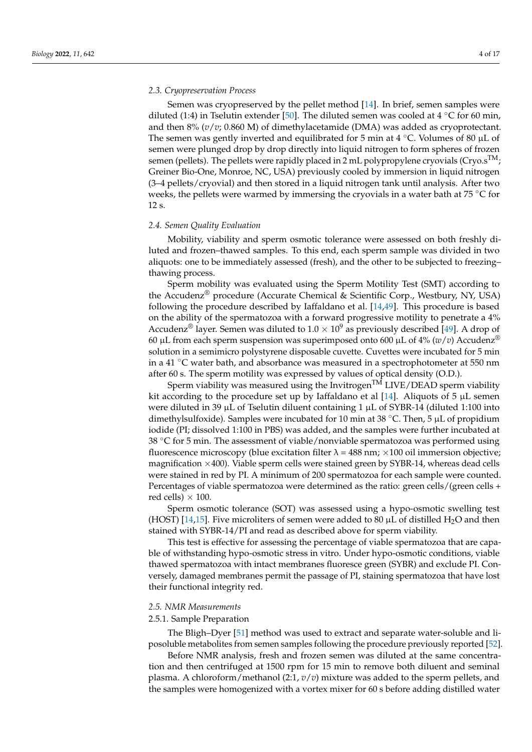### 2.3. Cryopreservation Process

Semen was cryopreserved by the pellet method [14]. In brief, semen samples were diluted (1:4) in Tselutin extender [50]. The diluted semen was cooled at 4 °C for 60 min, and then 8% (*v*/*v*; 0.860 M) of dimethylacetamide (DMA) was added as cryoprotectant. The semen was gently inverted and equilibrated for 5 min at 4 °C. Volumes of 80 µL of semen were plunged drop by drop directly into liquid nitrogen to form spheres of frozen semen (pellets). The pellets were rapidly placed in 2 mL polypropylene cryovials (Cryo.s™; Greiner Bio-One, Monroe, NC, USA) previously cooled by immersion in liquid nitrogen (3–4 pellets/cryovial) and then stored in a liquid nitrogen tank until analysis. After two weeks, the pellets were warmed by immersing the cryovials in a water bath at 75 °C for 12 s.

### 2.4. Semen Quality Evaluation

Mobility, viability and sperm osmotic tolerance were assessed on both freshly diluted and frozen–thawed samples. To this end, each sperm sample was divided in two aliquots: one to be immediately assessed (fresh), and the other to be subjected to freezing–thawing process.

Sperm mobility was evaluated using the Sperm Motility Test (SMT) according to the Accudenz® procedure (Accurate Chemical & Scientific Corp., Westbury, NY, USA) following the procedure described by Iaffaldano et al. [14,49]. This procedure is based on the ability of the spermatozoa with a forward progressive motility to penetrate a 4% Accudenz® layer. Semen was diluted to $1.0 \times 10^9$ as previously described [49]. A drop of 60 µL from each sperm suspension was superimposed onto 600 µL of 4% (*w*/*v*) Accudenz® solution in a semimicro polystyrene disposable cuvette. Cuvettes were incubated for 5 min in a 41 °C water bath, and absorbance was measured in a spectrophotometer at 550 nm after 60 s. The sperm motility was expressed by values of optical density (O.D.).

Sperm viability was measured using the Invitrogen™ LIVE/DEAD sperm viability kit according to the procedure set up by Iaffaldano et al [14]. Aliquots of 5 µL semen were diluted in 39 µL of Tselutin diluent containing 1 µL of SYBR-14 (diluted 1:100 into dimethylsulfoxide). Samples were incubated for 10 min at 38 °C. Then, 5 µL of propidium iodide (PI; dissolved 1:100 in PBS) was added, and the samples were further incubated at 38 °C for 5 min. The assessment of viable/nonviable spermatozoa was performed using fluorescence microscopy (blue excitation filter λ = 488 nm; ×100 oil immersion objective; magnification ×400). Viable sperm cells were stained green by SYBR-14, whereas dead cells were stained in red by PI. A minimum of 200 spermatozoa for each sample were counted. Percentages of viable spermatozoa were determined as the ratio: green cells/(green cells + red cells) × 100.

Sperm osmotic tolerance (SOT) was assessed using a hypo-osmotic swelling test (HOST) [14,15]. Five microliters of semen were added to 80 µL of distilled $H_2O$ and then stained with SYBR-14/PI and read as described above for sperm viability.

This test is effective for assessing the percentage of viable spermatozoa that are capable of withstanding hypo-osmotic stress in vitro. Under hypo-osmotic conditions, viable thawed spermatozoa with intact membranes fluoresce green (SYBR) and exclude PI. Conversely, damaged membranes permit the passage of PI, staining spermatozoa that have lost their functional integrity red.

### 2.5. NMR Measurements

#### 2.5.1. Sample Preparation

The Bligh–Dyer [51] method was used to extract and separate water-soluble and liposoluble metabolites from semen samples following the procedure previously reported [52].

Before NMR analysis, fresh and frozen semen was diluted at the same concentration and then centrifuged at 1500 rpm for 15 min to remove both diluent and seminal plasma. A chloroform/methanol (2:1, *v*/*v*) mixture was added to the sperm pellets, and the samples were homogenized with a vortex mixer for 60 s before adding distilled water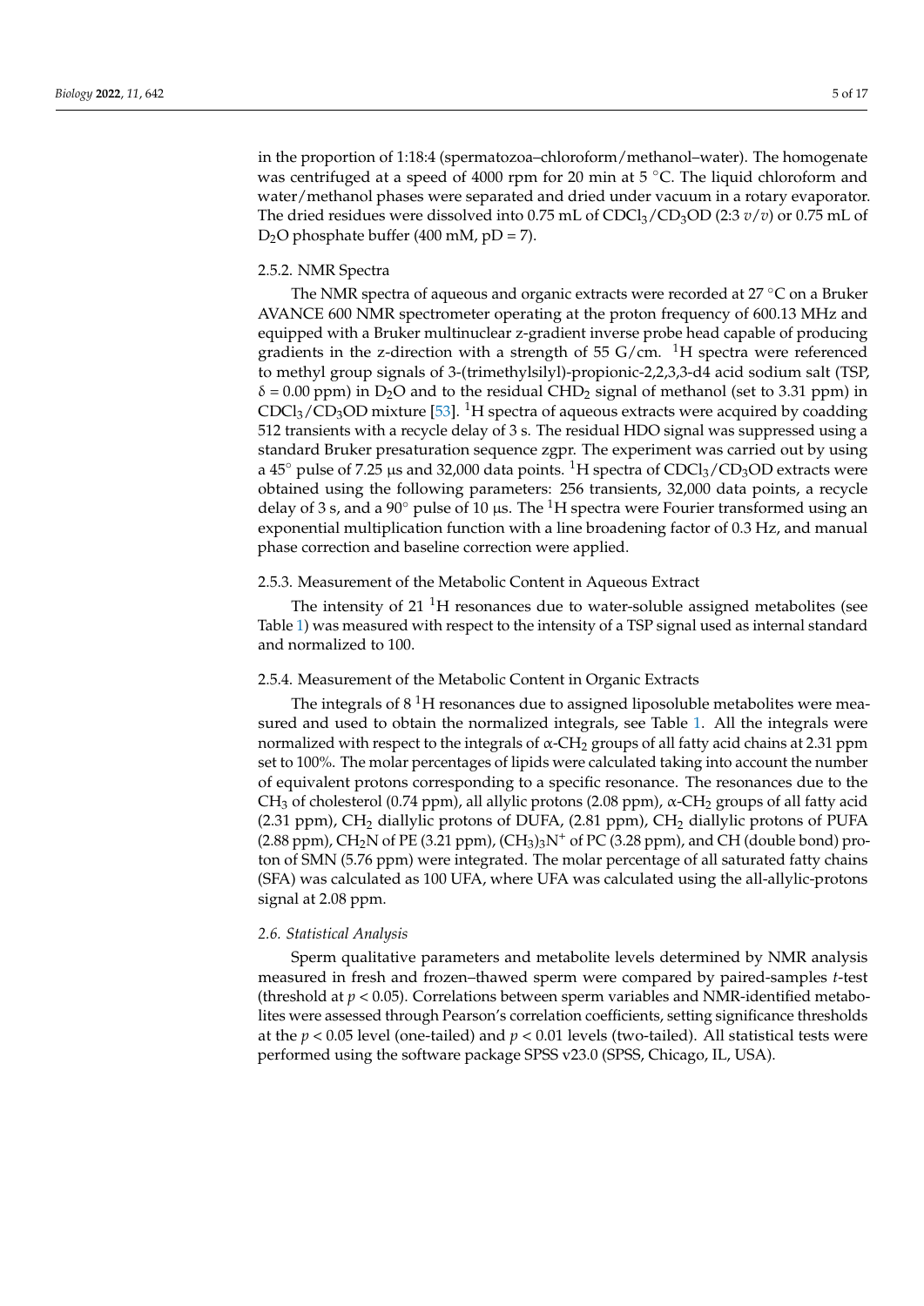in the proportion of 1:18:4 (spermatozoa–chloroform/methanol–water). The homogenate was centrifuged at a speed of 4000 rpm for 20 min at 5 °C. The liquid chloroform and water/methanol phases were separated and dried under vacuum in a rotary evaporator. The dried residues were dissolved into 0.75 mL of $CDCl_3/CD_3OD$ (2:3 *v*/*v*) or 0.75 mL of $D_2O$ phosphate buffer (400 mM, pD = 7).

#### 2.5.2. NMR Spectra

The NMR spectra of aqueous and organic extracts were recorded at 27 °C on a Bruker AVANCE 600 NMR spectrometer operating at the proton frequency of 600.13 MHz and equipped with a Bruker multinuclear z-gradient inverse probe head capable of producing gradients in the z-direction with a strength of 55 G/cm. $^1H$ spectra were referenced to methyl group signals of 3-(trimethylsilyl)-propionic-2,2,3,3-d4 acid sodium salt (TSP, $\delta = 0.00$ ppm) in $D_2O$ and to the residual $CHD_2$ signal of methanol (set to 3.31 ppm) in $CDCl_3/CD_3OD$ mixture [53]. $^1H$ spectra of aqueous extracts were acquired by coadding 512 transients with a recycle delay of 3 s. The residual HDO signal was suppressed using a standard Bruker presaturation sequence zgpr. The experiment was carried out by using a 45° pulse of 7.25 µs and 32,000 data points. $^1H$ spectra of $CDCl_3/CD_3OD$ extracts were obtained using the following parameters: 256 transients, 32,000 data points, a recycle delay of 3 s, and a 90° pulse of 10 µs. The $^1H$ spectra were Fourier transformed using an exponential multiplication function with a line broadening factor of 0.3 Hz, and manual phase correction and baseline correction were applied.

#### 2.5.3. Measurement of the Metabolic Content in Aqueous Extract

The intensity of 21 $^1H$ resonances due to water-soluble assigned metabolites (see Table 1) was measured with respect to the intensity of a TSP signal used as internal standard and normalized to 100.

#### 2.5.4. Measurement of the Metabolic Content in Organic Extracts

The integrals of 8 $^1H$ resonances due to assigned liposoluble metabolites were measured and used to obtain the normalized integrals, see Table 1. All the integrals were normalized with respect to the integrals of $\alpha$-$CH_2$ groups of all fatty acid chains at 2.31 ppm set to 100%. The molar percentages of lipids were calculated taking into account the number of equivalent protons corresponding to a specific resonance. The resonances due to the $CH_3$ of cholesterol (0.74 ppm), all allylic protons (2.08 ppm), $\alpha$-$CH_2$ groups of all fatty acid (2.31 ppm), $CH_2$ diallylic protons of DUFA, (2.81 ppm), $CH_2$ diallylic protons of PUFA (2.88 ppm), $CH_2N$ of PE (3.21 ppm), $(CH_3)_3N^+$ of PC (3.28 ppm), and CH (double bond) proton of SMN (5.76 ppm) were integrated. The molar percentage of all saturated fatty chains (SFA) was calculated as 100 UFA, where UFA was calculated using the all-allylic-protons signal at 2.08 ppm.

### *2.6. Statistical Analysis*

Sperm qualitative parameters and metabolite levels determined by NMR analysis measured in fresh and frozen–thawed sperm were compared by paired-samples *t*-test (threshold at $p < 0.05$). Correlations between sperm variables and NMR-identified metabolites were assessed through Pearson's correlation coefficients, setting significance thresholds at the $p < 0.05$ level (one-tailed) and $p < 0.01$ levels (two-tailed). All statistical tests were performed using the software package SPSS v23.0 (SPSS, Chicago, IL, USA).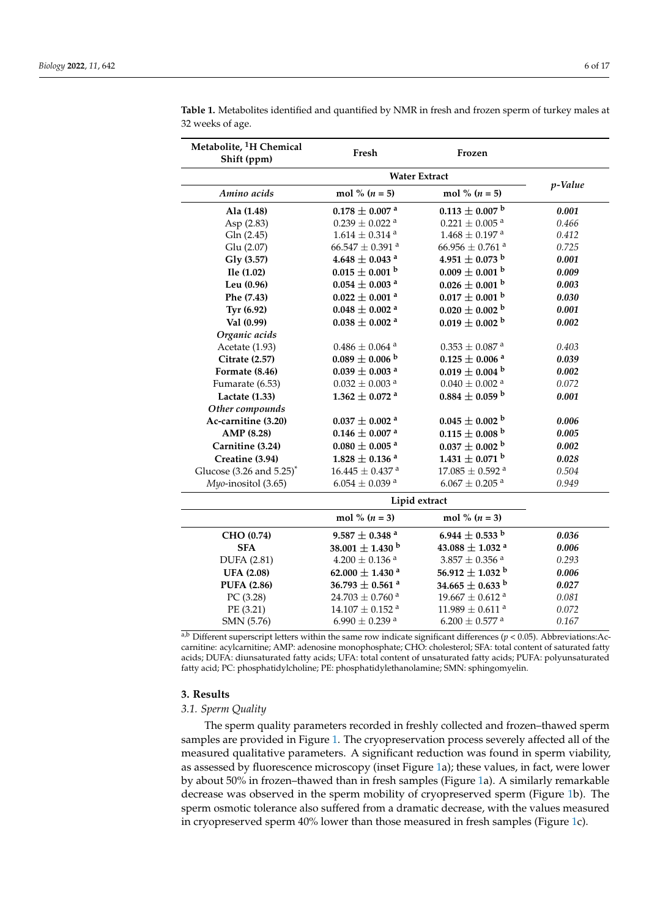**Table 1.** Metabolites identified and quantified by NMR in fresh and frozen sperm of turkey males at 32 weeks of age.

| Metabolite, [1]H Chemical Shift (ppm) | Fresh | Frozen | |
|---|---|---|---|
| | Water Extract | | *p-Value* |
| *Amino acids* | mol % ($n$ = 5) | mol % ($n$ = 5) | |
| **Ala (1.48)** | **0.178 ± 0.007 [a]** | **0.113 ± 0.007 [b]** | ***0.001*** |
| Asp (2.83) | 0.239 ± 0.022 [a] | 0.221 ± 0.005 [a] | *0.466* |
| Gln (2.45) | 1.614 ± 0.314 [a] | 1.468 ± 0.197 [a] | *0.412* |
| Glu (2.07) | 66.547 ± 0.391 [a] | 66.956 ± 0.761 [a] | *0.725* |
| **Gly (3.57)** | **4.648 ± 0.043 [a]** | **4.951 ± 0.073 [b]** | ***0.001*** |
| **Ile (1.02)** | **0.015 ± 0.001 [b]** | **0.009 ± 0.001 [b]** | ***0.009*** |
| **Leu (0.96)** | **0.054 ± 0.003 [a]** | **0.026 ± 0.001 [b]** | ***0.003*** |
| **Phe (7.43)** | **0.022 ± 0.001 [a]** | **0.017 ± 0.001 [b]** | ***0.030*** |
| **Tyr (6.92)** | **0.048 ± 0.002 [a]** | **0.020 ± 0.002 [b]** | ***0.001*** |
| **Val (0.99)** | **0.038 ± 0.002 [a]** | **0.019 ± 0.002 [b]** | ***0.002*** |
| *Organic acids* | | | |
| Acetate (1.93) | 0.486 ± 0.064 [a] | 0.353 ± 0.087 [a] | *0.403* |
| **Citrate (2.57)** | **0.089 ± 0.006 [b]** | **0.125 ± 0.006 [a]** | ***0.039*** |
| **Formate (8.46)** | **0.039 ± 0.003 [a]** | **0.019 ± 0.004 [b]** | ***0.002*** |
| Fumarate (6.53) | 0.032 ± 0.003 [a] | 0.040 ± 0.002 [a] | *0.072* |
| **Lactate (1.33)** | **1.362 ± 0.072 [a]** | **0.884 ± 0.059 [b]** | ***0.001*** |
| *Other compounds* | | | |
| **Ac-carnitine (3.20)** | **0.037 ± 0.002 [a]** | **0.045 ± 0.002 [b]** | ***0.006*** |
| **AMP (8.28)** | **0.146 ± 0.007 [a]** | **0.115 ± 0.008 [b]** | ***0.005*** |
| **Carnitine (3.24)** | **0.080 ± 0.005 [a]** | **0.037 ± 0.002 [b]** | ***0.002*** |
| **Creatine (3.94)** | **1.828 ± 0.136 [a]** | **1.431 ± 0.071 [b]** | ***0.028*** |
| Glucose (3.26 and 5.25) * | 16.445 ± 0.437 [a] | 17.085 ± 0.592 [a] | *0.504* |
| *Myo*-inositol (3.65) | 6.054 ± 0.039 [a] | 6.067 ± 0.205 [a] | *0.949* |
| | Lipid extract | | |
| | mol % ($n$ = 3) | mol % ($n$ = 3) | |
| **CHO (0.74)** | **9.587 ± 0.348 [a]** | **6.944 ± 0.533 [b]** | ***0.036*** |
| **SFA** | **38.001 ± 1.430 [b]** | **43.088 ± 1.032 [a]** | ***0.006*** |
| DUFA (2.81) | 4.200 ± 0.136 [a] | 3.857 ± 0.356 [a] | *0.293* |
| **UFA (2.08)** | **62.000 ± 1.430 [a]** | **56.912 ± 1.032 [b]** | ***0.006*** |
| **PUFA (2.86)** | **36.793 ± 0.561 [a]** | **34.665 ± 0.633 [b]** | ***0.027*** |
| PC (3.28) | 24.703 ± 0.760 [a] | 19.667 ± 0.612 [a] | *0.081* |
| PE (3.21) | 14.107 ± 0.152 [a] | 11.989 ± 0.611 [a] | *0.072* |
| SMN (5.76) | 6.990 ± 0.239 [a] | 6.200 ± 0.577 [a] | *0.167* |

[a,b] Different superscript letters within the same row indicate significant differences ($p < 0.05$). Abbreviations: Ac-carnitine: acylcarnitine; AMP: adenosine monophosphate; CHO: cholesterol; SFA: total content of saturated fatty acids; DUFA: diunsaturated fatty acids; UFA: total content of unsaturated fatty acids; PUFA: polyunsaturated fatty acid; PC: phosphatidylcholine; PE: phosphatidylethanolamine; SMN: sphingomyelin.

## 3. Results

### 3.1. Sperm Quality

The sperm quality parameters recorded in freshly collected and frozen–thawed sperm samples are provided in Figure 1. The cryopreservation process severely affected all of the measured qualitative parameters. A significant reduction was found in sperm viability, as assessed by fluorescence microscopy (inset Figure 1a); these values, in fact, were lower by about 50% in frozen–thawed than in fresh samples (Figure 1a). A similarly remarkable decrease was observed in the sperm mobility of cryopreserved sperm (Figure 1b). The sperm osmotic tolerance also suffered from a dramatic decrease, with the values measured in cryopreserved sperm 40% lower than those measured in fresh samples (Figure 1c).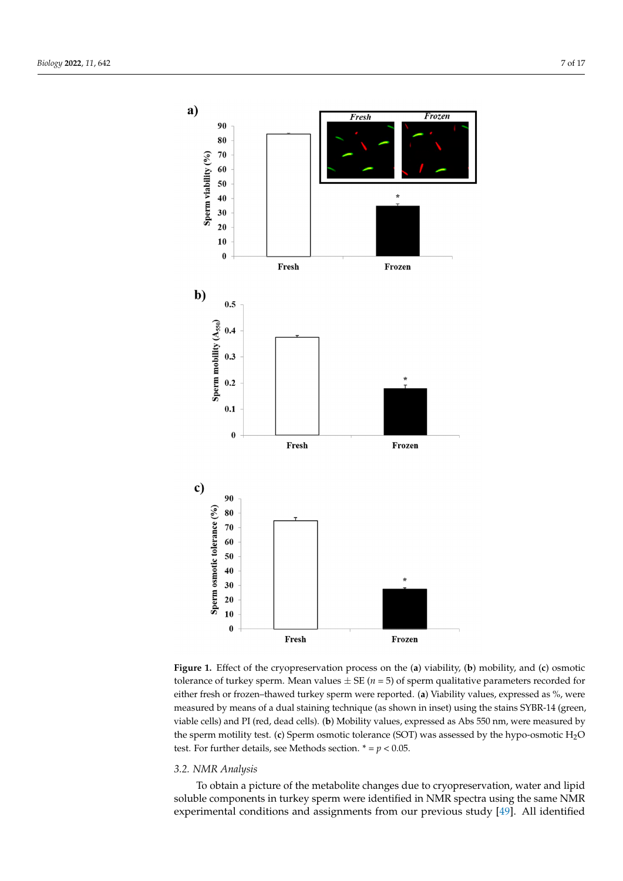**Figure 1.** Effect of the cryopreservation process on the (**a**) viability, (**b**) mobility, and (**c**) osmotic tolerance of turkey sperm. Mean values ± SE ($n$ = 5) of sperm qualitative parameters recorded for either fresh or frozen–thawed turkey sperm were reported. (**a**) Viability values, expressed as %, were measured by means of a dual staining technique (as shown in inset) using the stains SYBR-14 (green, viable cells) and PI (red, dead cells). (**b**) Mobility values, expressed as Abs 550 nm, were measured by the sperm motility test. (**c**) Sperm osmotic tolerance (SOT) was assessed by the hypo-osmotic $H_2O$ test. For further details, see Methods section. * = $p < 0.05$.

### 3.2. NMR Analysis

To obtain a picture of the metabolite changes due to cryopreservation, water and lipid soluble components in turkey sperm were identified in NMR spectra using the same NMR experimental conditions and assignments from our previous study [49]. All identified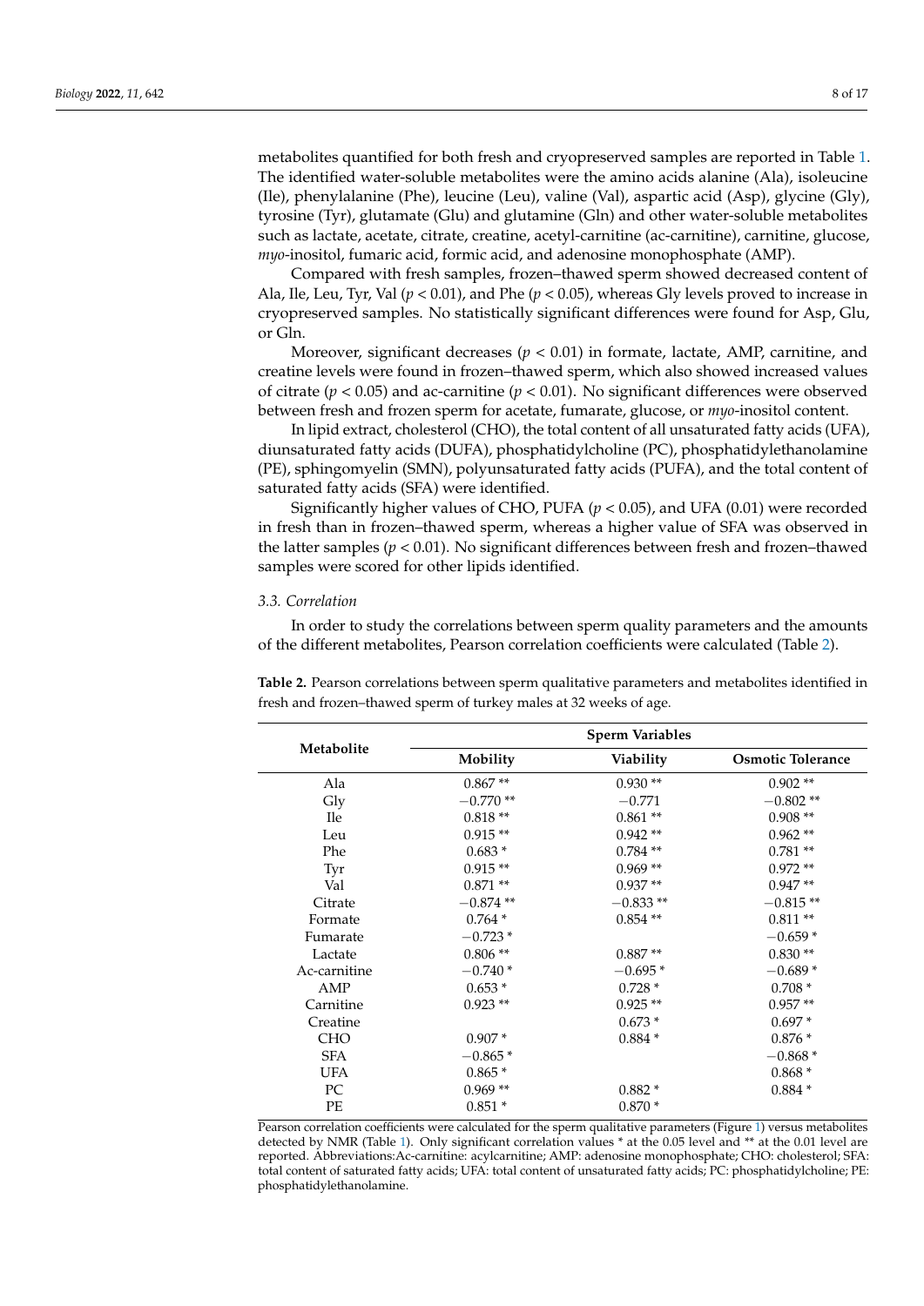metabolites quantified for both fresh and cryopreserved samples are reported in Table 1. The identified water-soluble metabolites were the amino acids alanine (Ala), isoleucine (Ile), phenylalanine (Phe), leucine (Leu), valine (Val), aspartic acid (Asp), glycine (Gly), tyrosine (Tyr), glutamate (Glu) and glutamine (Gln) and other water-soluble metabolites such as lactate, acetate, citrate, creatine, acetyl-carnitine (ac-carnitine), carnitine, glucose, *myo*-inositol, fumaric acid, formic acid, and adenosine monophosphate (AMP).

Compared with fresh samples, frozen–thawed sperm showed decreased content of Ala, Ile, Leu, Tyr, Val ($p < 0.01$), and Phe ($p < 0.05$), whereas Gly levels proved to increase in cryopreserved samples. No statistically significant differences were found for Asp, Glu, or Gln.

Moreover, significant decreases ($p < 0.01$) in formate, lactate, AMP, carnitine, and creatine levels were found in frozen–thawed sperm, which also showed increased values of citrate ($p < 0.05$) and ac-carnitine ($p < 0.01$). No significant differences were observed between fresh and frozen sperm for acetate, fumarate, glucose, or *myo*-inositol content.

In lipid extract, cholesterol (CHO), the total content of all unsaturated fatty acids (UFA), diunsaturated fatty acids (DUFA), phosphatidylcholine (PC), phosphatidylethanolamine (PE), sphingomyelin (SMN), polyunsaturated fatty acids (PUFA), and the total content of saturated fatty acids (SFA) were identified.

Significantly higher values of CHO, PUFA ($p < 0.05$), and UFA (0.01) were recorded in fresh than in frozen–thawed sperm, whereas a higher value of SFA was observed in the latter samples ($p < 0.01$). No significant differences between fresh and frozen–thawed samples were scored for other lipids identified.

### 3.3. Correlation

In order to study the correlations between sperm quality parameters and the amounts of the different metabolites, Pearson correlation coefficients were calculated (Table 2).

**Table 2.** Pearson correlations between sperm qualitative parameters and metabolites identified in fresh and frozen–thawed sperm of turkey males at 32 weeks of age.

| Metabolite | Sperm Variables | | |
|---|---|---|---|
| | **Mobility** | **Viability** | **Osmotic Tolerance** |
| Ala | 0.867 ** | 0.930 ** | 0.902 ** |
| Gly | −0.770 ** | −0.771 | −0.802 ** |
| Ile | 0.818 ** | 0.861 ** | 0.908 ** |
| Leu | 0.915 ** | 0.942 ** | 0.962 ** |
| Phe | 0.683 * | 0.784 ** | 0.781 ** |
| Tyr | 0.915 ** | 0.969 ** | 0.972 ** |
| Val | 0.871 ** | 0.937 ** | 0.947 ** |
| Citrate | −0.874 ** | −0.833 ** | −0.815 ** |
| Formate | 0.764 * | 0.854 ** | 0.811 ** |
| Fumarate | −0.723 * | | −0.659 * |
| Lactate | 0.806 ** | 0.887 ** | 0.830 ** |
| Ac-carnitine | −0.740 * | −0.695 * | −0.689 * |
| AMP | 0.653 * | 0.728 * | 0.708 * |
| Carnitine | 0.923 ** | 0.925 ** | 0.957 ** |
| Creatine | | 0.673 * | 0.697 * |
| CHO | 0.907 * | 0.884 * | 0.876 * |
| SFA | −0.865 * | | −0.868 * |
| UFA | 0.865 * | | 0.868 * |
| PC | 0.969 ** | 0.882 * | 0.884 * |
| PE | 0.851 * | 0.870 * | |

Pearson correlation coefficients were calculated for the sperm qualitative parameters (Figure 1) versus metabolites detected by NMR (Table 1). Only significant correlation values * at the 0.05 level and ** at the 0.01 level are reported. Abbreviations:Ac-carnitine: acylcarnitine; AMP: adenosine monophosphate; CHO: cholesterol; SFA: total content of saturated fatty acids; UFA: total content of unsaturated fatty acids; PC: phosphatidylcholine; PE: phosphatidylethanolamine.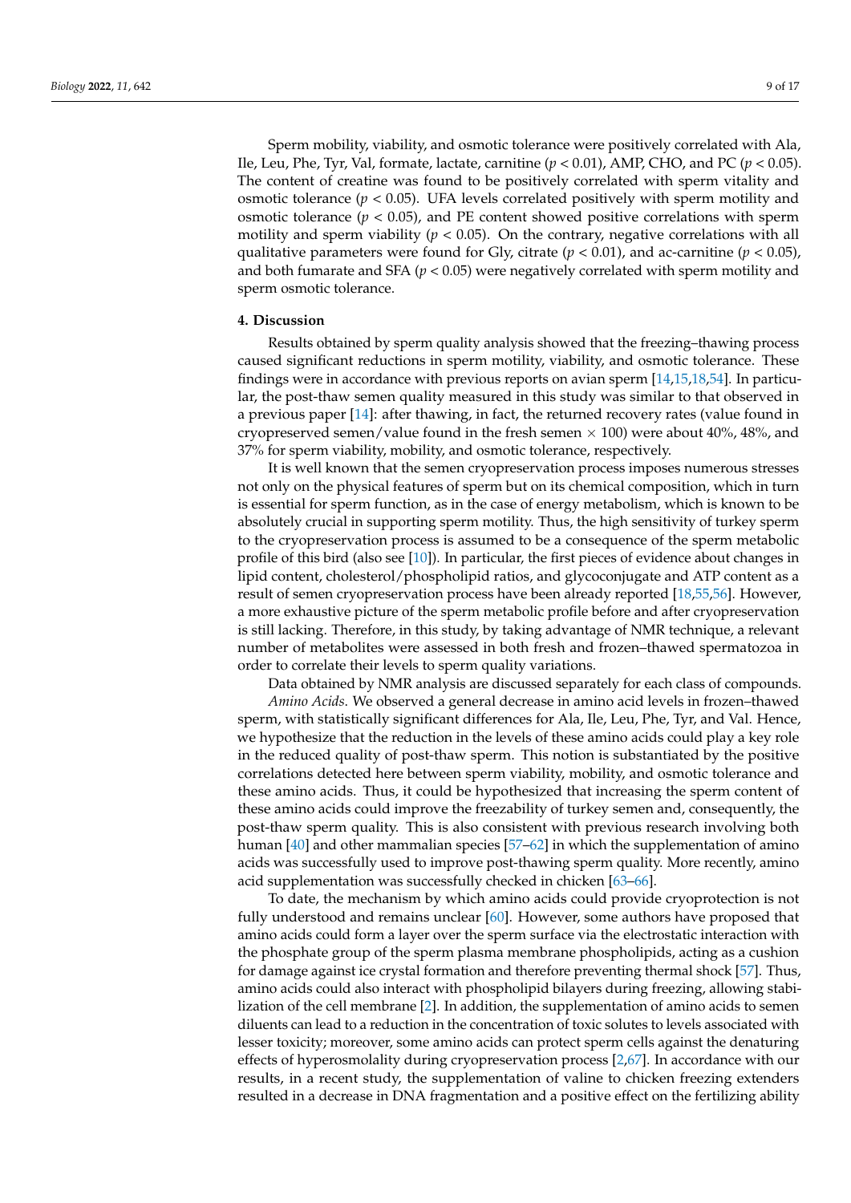Sperm mobility, viability, and osmotic tolerance were positively correlated with Ala, Ile, Leu, Phe, Tyr, Val, formate, lactate, carnitine ($p < 0.01$), AMP, CHO, and PC ($p < 0.05$). The content of creatine was found to be positively correlated with sperm vitality and osmotic tolerance ($p < 0.05$). UFA levels correlated positively with sperm motility and osmotic tolerance ($p < 0.05$), and PE content showed positive correlations with sperm motility and sperm viability ($p < 0.05$). On the contrary, negative correlations with all qualitative parameters were found for Gly, citrate ($p < 0.01$), and ac-carnitine ($p < 0.05$), and both fumarate and SFA ($p < 0.05$) were negatively correlated with sperm motility and sperm osmotic tolerance.

## 4. Discussion

Results obtained by sperm quality analysis showed that the freezing–thawing process caused significant reductions in sperm motility, viability, and osmotic tolerance. These findings were in accordance with previous reports on avian sperm [14,15,18,54]. In particular, the post-thaw semen quality measured in this study was similar to that observed in a previous paper [14]: after thawing, in fact, the returned recovery rates (value found in cryopreserved semen/value found in the fresh semen $\times$ 100) were about 40%, 48%, and 37% for sperm viability, mobility, and osmotic tolerance, respectively.

It is well known that the semen cryopreservation process imposes numerous stresses not only on the physical features of sperm but on its chemical composition, which in turn is essential for sperm function, as in the case of energy metabolism, which is known to be absolutely crucial in supporting sperm motility. Thus, the high sensitivity of turkey sperm to the cryopreservation process is assumed to be a consequence of the sperm metabolic profile of this bird (also see [10]). In particular, the first pieces of evidence about changes in lipid content, cholesterol/phospholipid ratios, and glycoconjugate and ATP content as a result of semen cryopreservation process have been already reported [18,55,56]. However, a more exhaustive picture of the sperm metabolic profile before and after cryopreservation is still lacking. Therefore, in this study, by taking advantage of NMR technique, a relevant number of metabolites were assessed in both fresh and frozen–thawed spermatozoa in order to correlate their levels to sperm quality variations.

Data obtained by NMR analysis are discussed separately for each class of compounds.

*Amino Acids*. We observed a general decrease in amino acid levels in frozen–thawed sperm, with statistically significant differences for Ala, Ile, Leu, Phe, Tyr, and Val. Hence, we hypothesize that the reduction in the levels of these amino acids could play a key role in the reduced quality of post-thaw sperm. This notion is substantiated by the positive correlations detected here between sperm viability, mobility, and osmotic tolerance and these amino acids. Thus, it could be hypothesized that increasing the sperm content of these amino acids could improve the freezability of turkey semen and, consequently, the post-thaw sperm quality. This is also consistent with previous research involving both human [40] and other mammalian species [57–62] in which the supplementation of amino acids was successfully used to improve post-thawing sperm quality. More recently, amino acid supplementation was successfully checked in chicken [63–66].

To date, the mechanism by which amino acids could provide cryoprotection is not fully understood and remains unclear [60]. However, some authors have proposed that amino acids could form a layer over the sperm surface via the electrostatic interaction with the phosphate group of the sperm plasma membrane phospholipids, acting as a cushion for damage against ice crystal formation and therefore preventing thermal shock [57]. Thus, amino acids could also interact with phospholipid bilayers during freezing, allowing stabilization of the cell membrane [2]. In addition, the supplementation of amino acids to semen diluents can lead to a reduction in the concentration of toxic solutes to levels associated with lesser toxicity; moreover, some amino acids can protect sperm cells against the denaturing effects of hyperosmolality during cryopreservation process [2,67]. In accordance with our results, in a recent study, the supplementation of valine to chicken freezing extenders resulted in a decrease in DNA fragmentation and a positive effect on the fertilizing ability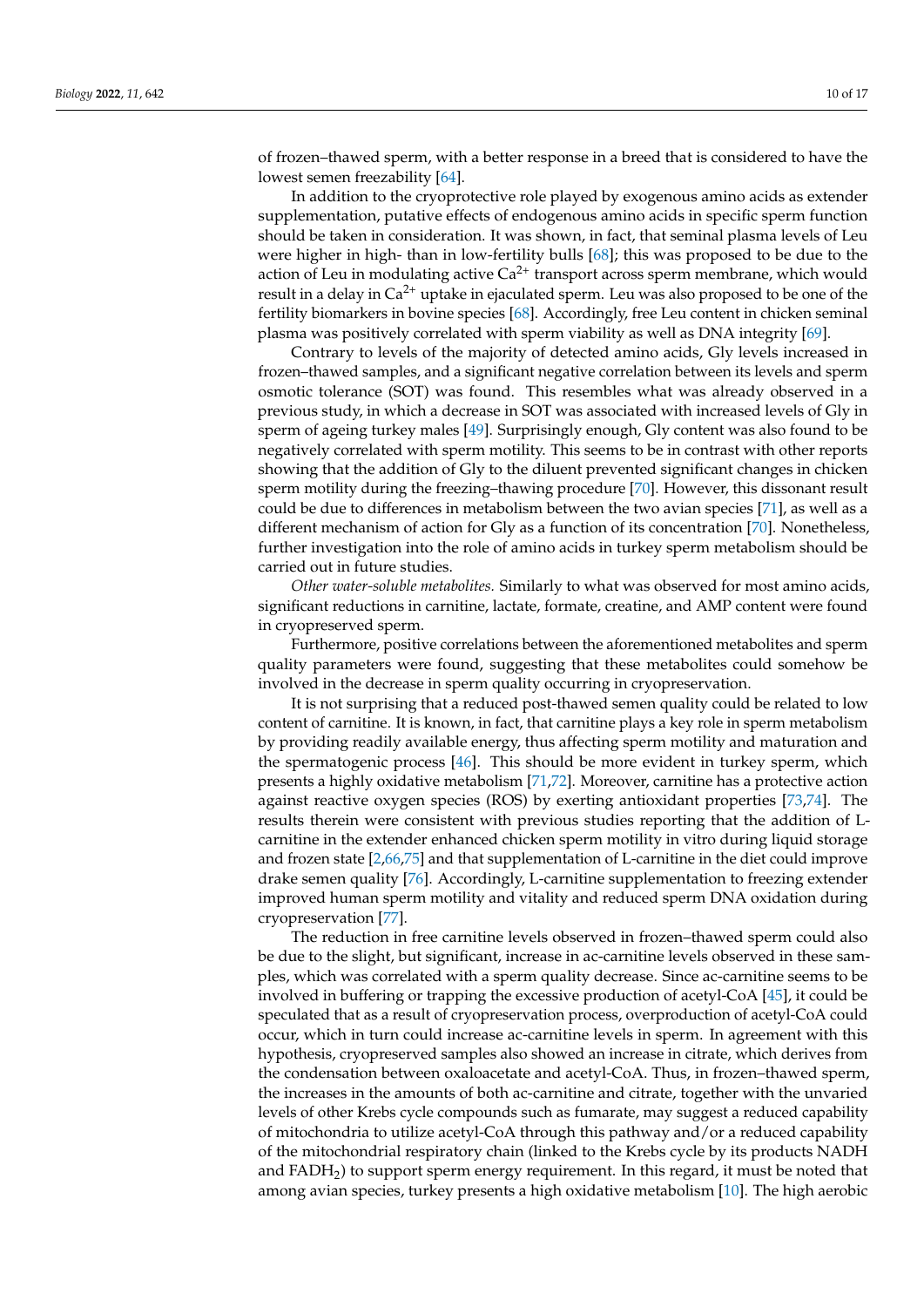of frozen–thawed sperm, with a better response in a breed that is considered to have the lowest semen freezability [64].

In addition to the cryoprotective role played by exogenous amino acids as extender supplementation, putative effects of endogenous amino acids in specific sperm function should be taken in consideration. It was shown, in fact, that seminal plasma levels of Leu were higher in high- than in low-fertility bulls [68]; this was proposed to be due to the action of Leu in modulating active $Ca^{2+}$ transport across sperm membrane, which would result in a delay in $Ca^{2+}$ uptake in ejaculated sperm. Leu was also proposed to be one of the fertility biomarkers in bovine species [68]. Accordingly, free Leu content in chicken seminal plasma was positively correlated with sperm viability as well as DNA integrity [69].

Contrary to levels of the majority of detected amino acids, Gly levels increased in frozen–thawed samples, and a significant negative correlation between its levels and sperm osmotic tolerance (SOT) was found. This resembles what was already observed in a previous study, in which a decrease in SOT was associated with increased levels of Gly in sperm of ageing turkey males [49]. Surprisingly enough, Gly content was also found to be negatively correlated with sperm motility. This seems to be in contrast with other reports showing that the addition of Gly to the diluent prevented significant changes in chicken sperm motility during the freezing–thawing procedure [70]. However, this dissonant result could be due to differences in metabolism between the two avian species [71], as well as a different mechanism of action for Gly as a function of its concentration [70]. Nonetheless, further investigation into the role of amino acids in turkey sperm metabolism should be carried out in future studies.

*Other water-soluble metabolites.* Similarly to what was observed for most amino acids, significant reductions in carnitine, lactate, formate, creatine, and AMP content were found in cryopreserved sperm.

Furthermore, positive correlations between the aforementioned metabolites and sperm quality parameters were found, suggesting that these metabolites could somehow be involved in the decrease in sperm quality occurring in cryopreservation.

It is not surprising that a reduced post-thawed semen quality could be related to low content of carnitine. It is known, in fact, that carnitine plays a key role in sperm metabolism by providing readily available energy, thus affecting sperm motility and maturation and the spermatogenic process [46]. This should be more evident in turkey sperm, which presents a highly oxidative metabolism [71,72]. Moreover, carnitine has a protective action against reactive oxygen species (ROS) by exerting antioxidant properties [73,74]. The results therein were consistent with previous studies reporting that the addition of L-carnitine in the extender enhanced chicken sperm motility in vitro during liquid storage and frozen state [2,66,75] and that supplementation of L-carnitine in the diet could improve drake semen quality [76]. Accordingly, L-carnitine supplementation to freezing extender improved human sperm motility and vitality and reduced sperm DNA oxidation during cryopreservation [77].

The reduction in free carnitine levels observed in frozen–thawed sperm could also be due to the slight, but significant, increase in ac-carnitine levels observed in these samples, which was correlated with a sperm quality decrease. Since ac-carnitine seems to be involved in buffering or trapping the excessive production of acetyl-CoA [45], it could be speculated that as a result of cryopreservation process, overproduction of acetyl-CoA could occur, which in turn could increase ac-carnitine levels in sperm. In agreement with this hypothesis, cryopreserved samples also showed an increase in citrate, which derives from the condensation between oxaloacetate and acetyl-CoA. Thus, in frozen–thawed sperm, the increases in the amounts of both ac-carnitine and citrate, together with the unvaried levels of other Krebs cycle compounds such as fumarate, may suggest a reduced capability of mitochondria to utilize acetyl-CoA through this pathway and/or a reduced capability of the mitochondrial respiratory chain (linked to the Krebs cycle by its products NADH and $FADH_2$) to support sperm energy requirement. In this regard, it must be noted that among avian species, turkey presents a high oxidative metabolism [10]. The high aerobic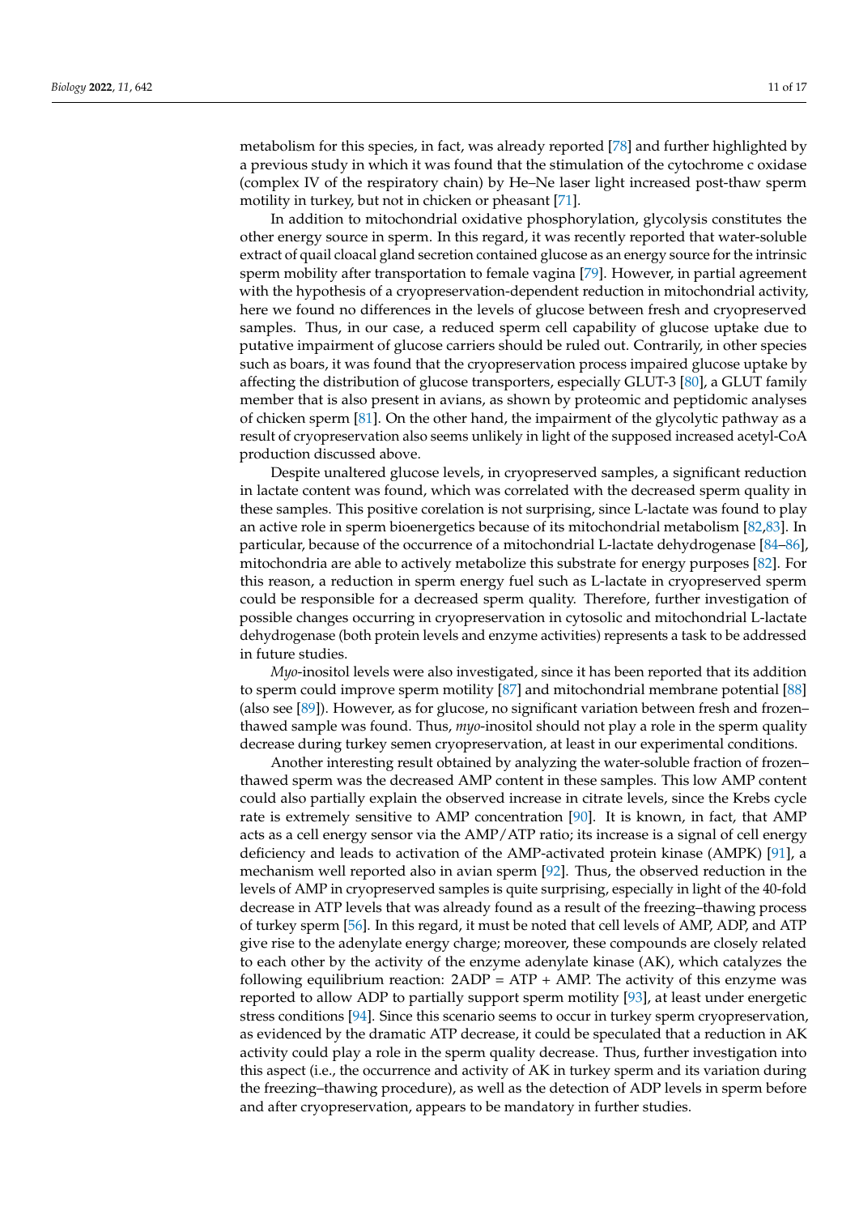metabolism for this species, in fact, was already reported [78] and further highlighted by a previous study in which it was found that the stimulation of the cytochrome c oxidase (complex IV of the respiratory chain) by He–Ne laser light increased post-thaw sperm motility in turkey, but not in chicken or pheasant [71].

In addition to mitochondrial oxidative phosphorylation, glycolysis constitutes the other energy source in sperm. In this regard, it was recently reported that water-soluble extract of quail cloacal gland secretion contained glucose as an energy source for the intrinsic sperm mobility after transportation to female vagina [79]. However, in partial agreement with the hypothesis of a cryopreservation-dependent reduction in mitochondrial activity, here we found no differences in the levels of glucose between fresh and cryopreserved samples. Thus, in our case, a reduced sperm cell capability of glucose uptake due to putative impairment of glucose carriers should be ruled out. Contrarily, in other species such as boars, it was found that the cryopreservation process impaired glucose uptake by affecting the distribution of glucose transporters, especially GLUT-3 [80], a GLUT family member that is also present in avians, as shown by proteomic and peptidomic analyses of chicken sperm [81]. On the other hand, the impairment of the glycolytic pathway as a result of cryopreservation also seems unlikely in light of the supposed increased acetyl-CoA production discussed above.

Despite unaltered glucose levels, in cryopreserved samples, a significant reduction in lactate content was found, which was correlated with the decreased sperm quality in these samples. This positive corelation is not surprising, since L-lactate was found to play an active role in sperm bioenergetics because of its mitochondrial metabolism [82,83]. In particular, because of the occurrence of a mitochondrial L-lactate dehydrogenase [84–86], mitochondria are able to actively metabolize this substrate for energy purposes [82]. For this reason, a reduction in sperm energy fuel such as L-lactate in cryopreserved sperm could be responsible for a decreased sperm quality. Therefore, further investigation of possible changes occurring in cryopreservation in cytosolic and mitochondrial L-lactate dehydrogenase (both protein levels and enzyme activities) represents a task to be addressed in future studies.

*Myo*-inositol levels were also investigated, since it has been reported that its addition to sperm could improve sperm motility [87] and mitochondrial membrane potential [88] (also see [89]). However, as for glucose, no significant variation between fresh and frozen–thawed sample was found. Thus, *myo*-inositol should not play a role in the sperm quality decrease during turkey semen cryopreservation, at least in our experimental conditions.

Another interesting result obtained by analyzing the water-soluble fraction of frozen–thawed sperm was the decreased AMP content in these samples. This low AMP content could also partially explain the observed increase in citrate levels, since the Krebs cycle rate is extremely sensitive to AMP concentration [90]. It is known, in fact, that AMP acts as a cell energy sensor via the AMP/ATP ratio; its increase is a signal of cell energy deficiency and leads to activation of the AMP-activated protein kinase (AMPK) [91], a mechanism well reported also in avian sperm [92]. Thus, the observed reduction in the levels of AMP in cryopreserved samples is quite surprising, especially in light of the 40-fold decrease in ATP levels that was already found as a result of the freezing–thawing process of turkey sperm [56]. In this regard, it must be noted that cell levels of AMP, ADP, and ATP give rise to the adenylate energy charge; moreover, these compounds are closely related to each other by the activity of the enzyme adenylate kinase (AK), which catalyzes the following equilibrium reaction: 2ADP = ATP + AMP. The activity of this enzyme was reported to allow ADP to partially support sperm motility [93], at least under energetic stress conditions [94]. Since this scenario seems to occur in turkey sperm cryopreservation, as evidenced by the dramatic ATP decrease, it could be speculated that a reduction in AK activity could play a role in the sperm quality decrease. Thus, further investigation into this aspect (i.e., the occurrence and activity of AK in turkey sperm and its variation during the freezing–thawing procedure), as well as the detection of ADP levels in sperm before and after cryopreservation, appears to be mandatory in further studies.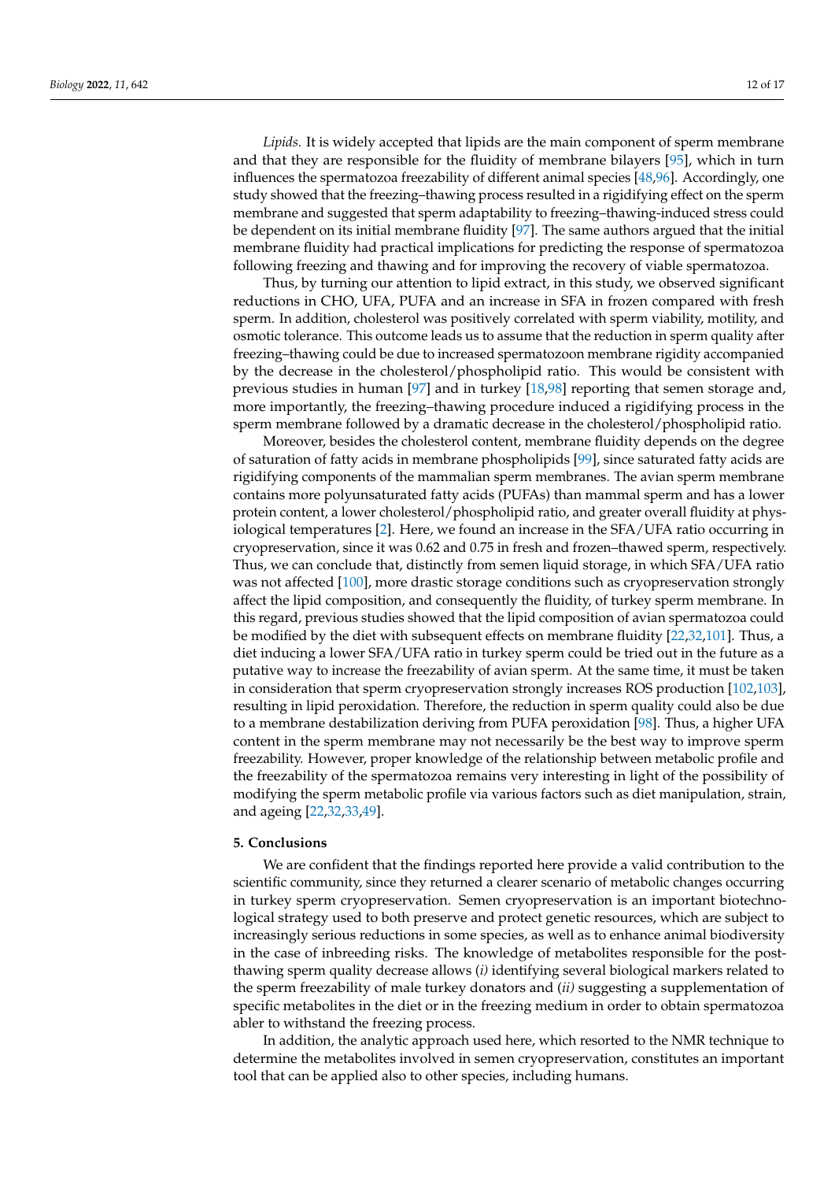*Lipids.* It is widely accepted that lipids are the main component of sperm membrane and that they are responsible for the fluidity of membrane bilayers [95], which in turn influences the spermatozoa freezability of different animal species [48,96]. Accordingly, one study showed that the freezing–thawing process resulted in a rigidifying effect on the sperm membrane and suggested that sperm adaptability to freezing–thawing-induced stress could be dependent on its initial membrane fluidity [97]. The same authors argued that the initial membrane fluidity had practical implications for predicting the response of spermatozoa following freezing and thawing and for improving the recovery of viable spermatozoa.

Thus, by turning our attention to lipid extract, in this study, we observed significant reductions in CHO, UFA, PUFA and an increase in SFA in frozen compared with fresh sperm. In addition, cholesterol was positively correlated with sperm viability, motility, and osmotic tolerance. This outcome leads us to assume that the reduction in sperm quality after freezing–thawing could be due to increased spermatozoon membrane rigidity accompanied by the decrease in the cholesterol/phospholipid ratio. This would be consistent with previous studies in human [97] and in turkey [18,98] reporting that semen storage and, more importantly, the freezing–thawing procedure induced a rigidifying process in the sperm membrane followed by a dramatic decrease in the cholesterol/phospholipid ratio.

Moreover, besides the cholesterol content, membrane fluidity depends on the degree of saturation of fatty acids in membrane phospholipids [99], since saturated fatty acids are rigidifying components of the mammalian sperm membranes. The avian sperm membrane contains more polyunsaturated fatty acids (PUFAs) than mammal sperm and has a lower protein content, a lower cholesterol/phospholipid ratio, and greater overall fluidity at physiological temperatures [2]. Here, we found an increase in the SFA/UFA ratio occurring in cryopreservation, since it was 0.62 and 0.75 in fresh and frozen–thawed sperm, respectively. Thus, we can conclude that, distinctly from semen liquid storage, in which SFA/UFA ratio was not affected [100], more drastic storage conditions such as cryopreservation strongly affect the lipid composition, and consequently the fluidity, of turkey sperm membrane. In this regard, previous studies showed that the lipid composition of avian spermatozoa could be modified by the diet with subsequent effects on membrane fluidity [22,32,101]. Thus, a diet inducing a lower SFA/UFA ratio in turkey sperm could be tried out in the future as a putative way to increase the freezability of avian sperm. At the same time, it must be taken in consideration that sperm cryopreservation strongly increases ROS production [102,103], resulting in lipid peroxidation. Therefore, the reduction in sperm quality could also be due to a membrane destabilization deriving from PUFA peroxidation [98]. Thus, a higher UFA content in the sperm membrane may not necessarily be the best way to improve sperm freezability. However, proper knowledge of the relationship between metabolic profile and the freezability of the spermatozoa remains very interesting in light of the possibility of modifying the sperm metabolic profile via various factors such as diet manipulation, strain, and ageing [22,32,33,49].

## 5. Conclusions

We are confident that the findings reported here provide a valid contribution to the scientific community, since they returned a clearer scenario of metabolic changes occurring in turkey sperm cryopreservation. Semen cryopreservation is an important biotechnological strategy used to both preserve and protect genetic resources, which are subject to increasingly serious reductions in some species, as well as to enhance animal biodiversity in the case of inbreeding risks. The knowledge of metabolites responsible for the post-thawing sperm quality decrease allows *(i)* identifying several biological markers related to the sperm freezability of male turkey donators and *(ii)* suggesting a supplementation of specific metabolites in the diet or in the freezing medium in order to obtain spermatozoa abler to withstand the freezing process.

In addition, the analytic approach used here, which resorted to the NMR technique to determine the metabolites involved in semen cryopreservation, constitutes an important tool that can be applied also to other species, including humans.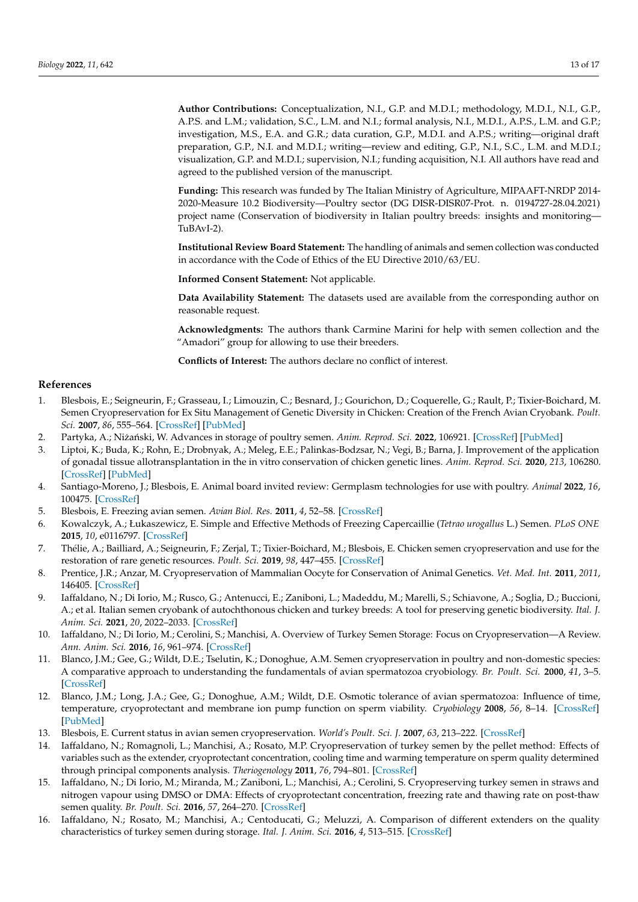**Author Contributions:** Conceptualization, N.I., G.P. and M.D.I.; methodology, M.D.I., N.I., G.P., A.P.S. and L.M.; validation, S.C., L.M. and N.I.; formal analysis, N.I., M.D.I., A.P.S., L.M. and G.P.; investigation, M.S., E.A. and G.R.; data curation, G.P., M.D.I. and A.P.S.; writing—original draft preparation, G.P., N.I. and M.D.I.; writing—review and editing, G.P., N.I., S.C., L.M. and M.D.I.; visualization, G.P. and M.D.I.; supervision, N.I.; funding acquisition, N.I. All authors have read and agreed to the published version of the manuscript.

**Funding:** This research was funded by The Italian Ministry of Agriculture, MIPAAFT-NRDP 2014-2020-Measure 10.2 Biodiversity—Poultry sector (DG DISR-DISR07-Prot. n. 0194727-28.04.2021) project name (Conservation of biodiversity in Italian poultry breeds: insights and monitoring—TuBAvI-2).

**Institutional Review Board Statement:** The handling of animals and semen collection was conducted in accordance with the Code of Ethics of the EU Directive 2010/63/EU.

**Informed Consent Statement:** Not applicable.

**Data Availability Statement:** The datasets used are available from the corresponding author on reasonable request.

**Acknowledgments:** The authors thank Carmine Marini for help with semen collection and the "Amadori" group for allowing to use their breeders.

**Conflicts of Interest:** The authors declare no conflict of interest.

## References

1. Blesbois, E.; Seigneurin, F.; Grasseau, I.; Limouzin, C.; Besnard, J.; Gourichon, D.; Coquerelle, G.; Rault, P.; Tixier-Boichard, M. Semen Cryopreservation for Ex Situ Management of Genetic Diversity in Chicken: Creation of the French Avian Cryobank. *Poult. Sci.* **2007**, *86*, 555–564. [CrossRef] [PubMed]
2. Partyka, A.; Niżański, W. Advances in storage of poultry semen. *Anim. Reprod. Sci.* **2022**, 106921. [CrossRef] [PubMed]
3. Liptoi, K.; Buda, K.; Rohn, E.; Drobnyak, A.; Meleg, E.E.; Palinkas-Bodzsar, N.; Vegi, B.; Barna, J. Improvement of the application of gonadal tissue allotransplantation in the in vitro conservation of chicken genetic lines. *Anim. Reprod. Sci.* **2020**, *213*, 106280. [CrossRef] [PubMed]
4. Santiago-Moreno, J.; Blesbois, E. Animal board invited review: Germplasm technologies for use with poultry. *Animal* **2022**, *16*, 100475. [CrossRef]
5. Blesbois, E. Freezing avian semen. *Avian Biol. Res.* **2011**, *4*, 52–58. [CrossRef]
6. Kowalczyk, A.; Łukaszewicz, E. Simple and Effective Methods of Freezing Capercaillie (*Tetrao urogallus* L.) Semen. *PLoS ONE* **2015**, *10*, e0116797. [CrossRef]
7. Thélie, A.; Bailliard, A.; Seigneurin, F.; Zerjal, T.; Tixier-Boichard, M.; Blesbois, E. Chicken semen cryopreservation and use for the restoration of rare genetic resources. *Poult. Sci.* **2019**, *98*, 447–455. [CrossRef]
8. Prentice, J.R.; Anzar, M. Cryopreservation of Mammalian Oocyte for Conservation of Animal Genetics. *Vet. Med. Int.* **2011**, *2011*, 146405. [CrossRef]
9. Iaffaldano, N.; Di Iorio, M.; Rusco, G.; Antenucci, E.; Zaniboni, L.; Madeddu, M.; Marelli, S.; Schiavone, A.; Soglia, D.; Buccioni, A.; et al. Italian semen cryobank of autochthonous chicken and turkey breeds: A tool for preserving genetic biodiversity. *Ital. J. Anim. Sci.* **2021**, *20*, 2022–2033. [CrossRef]
10. Iaffaldano, N.; Di Iorio, M.; Cerolini, S.; Manchisi, A. Overview of Turkey Semen Storage: Focus on Cryopreservation—A Review. *Ann. Anim. Sci.* **2016**, *16*, 961–974. [CrossRef]
11. Blanco, J.M.; Gee, G.; Wildt, D.E.; Tselutin, K.; Donoghue, A.M. Semen cryopreservation in poultry and non-domestic species: A comparative approach to understanding the fundamentals of avian spermatozoa cryobiology. *Br. Poult. Sci.* **2000**, *41*, 3–5. [CrossRef]
12. Blanco, J.M.; Long, J.A.; Gee, G.; Donoghue, A.M.; Wildt, D.E. Osmotic tolerance of avian spermatozoa: Influence of time, temperature, cryoprotectant and membrane ion pump function on sperm viability. *Cryobiology* **2008**, *56*, 8–14. [CrossRef] [PubMed]
13. Blesbois, E. Current status in avian semen cryopreservation. *World's Poult. Sci. J.* **2007**, *63*, 213–222. [CrossRef]
14. Iaffaldano, N.; Romagnoli, L.; Manchisi, A.; Rosato, M.P. Cryopreservation of turkey semen by the pellet method: Effects of variables such as the extender, cryoprotectant concentration, cooling time and warming temperature on sperm quality determined through principal components analysis. *Theriogenology* **2011**, *76*, 794–801. [CrossRef]
15. Iaffaldano, N.; Di Iorio, M.; Miranda, M.; Zaniboni, L.; Manchisi, A.; Cerolini, S. Cryopreserving turkey semen in straws and nitrogen vapour using DMSO or DMA: Effects of cryoprotectant concentration, freezing rate and thawing rate on post-thaw semen quality. *Br. Poult. Sci.* **2016**, *57*, 264–270. [CrossRef]
16. Iaffaldano, N.; Rosato, M.; Manchisi, A.; Centoducati, G.; Meluzzi, A. Comparison of different extenders on the quality characteristics of turkey semen during storage. *Ital. J. Anim. Sci.* **2016**, *4*, 513–515. [CrossRef]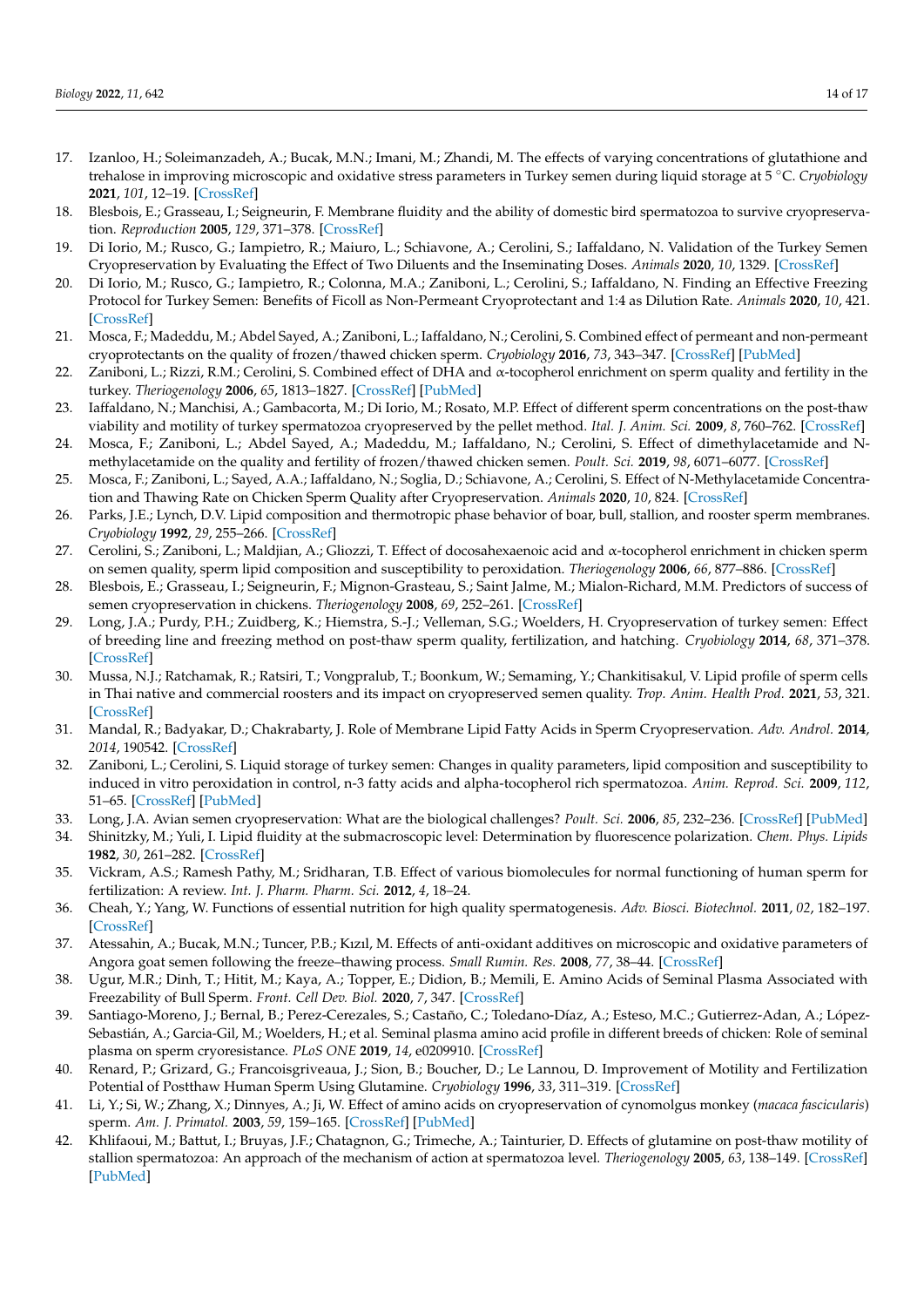17. Izanloo, H.; Soleimanzadeh, A.; Bucak, M.N.; Imani, M.; Zhandi, M. The effects of varying concentrations of glutathione and trehalose in improving microscopic and oxidative stress parameters in Turkey semen during liquid storage at 5 °C. *Cryobiology* **2021**, *101*, 12–19. [CrossRef]
18. Blesbois, E.; Grasseau, I.; Seigneurin, F. Membrane fluidity and the ability of domestic bird spermatozoa to survive cryopreservation. *Reproduction* **2005**, *129*, 371–378. [CrossRef]
19. Di Iorio, M.; Rusco, G.; Iampietro, R.; Maiuro, L.; Schiavone, A.; Cerolini, S.; Iaffaldano, N. Validation of the Turkey Semen Cryopreservation by Evaluating the Effect of Two Diluents and the Inseminating Doses. *Animals* **2020**, *10*, 1329. [CrossRef]
20. Di Iorio, M.; Rusco, G.; Iampietro, R.; Colonna, M.A.; Zaniboni, L.; Cerolini, S.; Iaffaldano, N. Finding an Effective Freezing Protocol for Turkey Semen: Benefits of Ficoll as Non-Permeant Cryoprotectant and 1:4 as Dilution Rate. *Animals* **2020**, *10*, 421. [CrossRef]
21. Mosca, F.; Madeddu, M.; Abdel Sayed, A.; Zaniboni, L.; Iaffaldano, N.; Cerolini, S. Combined effect of permeant and non-permeant cryoprotectants on the quality of frozen/thawed chicken sperm. *Cryobiology* **2016**, *73*, 343–347. [CrossRef] [PubMed]
22. Zaniboni, L.; Rizzi, R.M.; Cerolini, S. Combined effect of DHA and α-tocopherol enrichment on sperm quality and fertility in the turkey. *Theriogenology* **2006**, *65*, 1813–1827. [CrossRef] [PubMed]
23. Iaffaldano, N.; Manchisi, A.; Gambacorta, M.; Di Iorio, M.; Rosato, M.P. Effect of different sperm concentrations on the post-thaw viability and motility of turkey spermatozoa cryopreserved by the pellet method. *Ital. J. Anim. Sci.* **2009**, *8*, 760–762. [CrossRef]
24. Mosca, F.; Zaniboni, L.; Abdel Sayed, A.; Madeddu, M.; Iaffaldano, N.; Cerolini, S. Effect of dimethylacetamide and N-methylacetamide on the quality and fertility of frozen/thawed chicken semen. *Poult. Sci.* **2019**, *98*, 6071–6077. [CrossRef]
25. Mosca, F.; Zaniboni, L.; Sayed, A.A.; Iaffaldano, N.; Soglia, D.; Schiavone, A.; Cerolini, S. Effect of N-Methylacetamide Concentration and Thawing Rate on Chicken Sperm Quality after Cryopreservation. *Animals* **2020**, *10*, 824. [CrossRef]
26. Parks, J.E.; Lynch, D.V. Lipid composition and thermotropic phase behavior of boar, bull, stallion, and rooster sperm membranes. *Cryobiology* **1992**, *29*, 255–266. [CrossRef]
27. Cerolini, S.; Zaniboni, L.; Maldjian, A.; Gliozzi, T. Effect of docosahexaenoic acid and α-tocopherol enrichment in chicken sperm on semen quality, sperm lipid composition and susceptibility to peroxidation. *Theriogenology* **2006**, *66*, 877–886. [CrossRef]
28. Blesbois, E.; Grasseau, I.; Seigneurin, F.; Mignon-Grasteau, S.; Saint Jalme, M.; Mialon-Richard, M.M. Predictors of success of semen cryopreservation in chickens. *Theriogenology* **2008**, *69*, 252–261. [CrossRef]
29. Long, J.A.; Purdy, P.H.; Zuidberg, K.; Hiemstra, S.-J.; Velleman, S.G.; Woelders, H. Cryopreservation of turkey semen: Effect of breeding line and freezing method on post-thaw sperm quality, fertilization, and hatching. *Cryobiology* **2014**, *68*, 371–378. [CrossRef]
30. Mussa, N.J.; Ratchamak, R.; Ratsiri, T.; Vongpralub, T.; Boonkum, W.; Semaming, Y.; Chankitisakul, V. Lipid profile of sperm cells in Thai native and commercial roosters and its impact on cryopreserved semen quality. *Trop. Anim. Health Prod.* **2021**, *53*, 321. [CrossRef]
31. Mandal, R.; Badyakar, D.; Chakrabarty, J. Role of Membrane Lipid Fatty Acids in Sperm Cryopreservation. *Adv. Androl.* **2014**, *2014*, 190542. [CrossRef]
32. Zaniboni, L.; Cerolini, S. Liquid storage of turkey semen: Changes in quality parameters, lipid composition and susceptibility to induced in vitro peroxidation in control, n-3 fatty acids and alpha-tocopherol rich spermatozoa. *Anim. Reprod. Sci.* **2009**, *112*, 51–65. [CrossRef] [PubMed]
33. Long, J.A. Avian semen cryopreservation: What are the biological challenges? *Poult. Sci.* **2006**, *85*, 232–236. [CrossRef] [PubMed]
34. Shinitzky, M.; Yuli, I. Lipid fluidity at the submacroscopic level: Determination by fluorescence polarization. *Chem. Phys. Lipids* **1982**, *30*, 261–282. [CrossRef]
35. Vickram, A.S.; Ramesh Pathy, M.; Sridharan, T.B. Effect of various biomolecules for normal functioning of human sperm for fertilization: A review. *Int. J. Pharm. Pharm. Sci.* **2012**, *4*, 18–24.
36. Cheah, Y.; Yang, W. Functions of essential nutrition for high quality spermatogenesis. *Adv. Biosci. Biotechnol.* **2011**, *02*, 182–197. [CrossRef]
37. Atessahin, A.; Bucak, M.N.; Tuncer, P.B.; Kızıl, M. Effects of anti-oxidant additives on microscopic and oxidative parameters of Angora goat semen following the freeze–thawing process. *Small Rumin. Res.* **2008**, *77*, 38–44. [CrossRef]
38. Ugur, M.R.; Dinh, T.; Hitit, M.; Kaya, A.; Topper, E.; Didion, B.; Memili, E. Amino Acids of Seminal Plasma Associated with Freezability of Bull Sperm. *Front. Cell Dev. Biol.* **2020**, *7*, 347. [CrossRef]
39. Santiago-Moreno, J.; Bernal, B.; Perez-Cerezales, S.; Castaño, C.; Toledano-Díaz, A.; Esteso, M.C.; Gutierrez-Adan, A.; López-Sebastián, A.; Garcia-Gil, M.; Woelders, H.; et al. Seminal plasma amino acid profile in different breeds of chicken: Role of seminal plasma on sperm cryoresistance. *PLoS ONE* **2019**, *14*, e0209910. [CrossRef]
40. Renard, P.; Grizard, G.; Francoisgriveaua, J.; Sion, B.; Boucher, D.; Le Lannou, D. Improvement of Motility and Fertilization Potential of Postthaw Human Sperm Using Glutamine. *Cryobiology* **1996**, *33*, 311–319. [CrossRef]
41. Li, Y.; Si, W.; Zhang, X.; Dinnyes, A.; Ji, W. Effect of amino acids on cryopreservation of cynomolgus monkey (*macaca fascicularis*) sperm. *Am. J. Primatol.* **2003**, *59*, 159–165. [CrossRef] [PubMed]
42. Khlifaoui, M.; Battut, I.; Bruyas, J.F.; Chatagnon, G.; Trimeche, A.; Tainturier, D. Effects of glutamine on post-thaw motility of stallion spermatozoa: An approach of the mechanism of action at spermatozoa level. *Theriogenology* **2005**, *63*, 138–149. [CrossRef] [PubMed]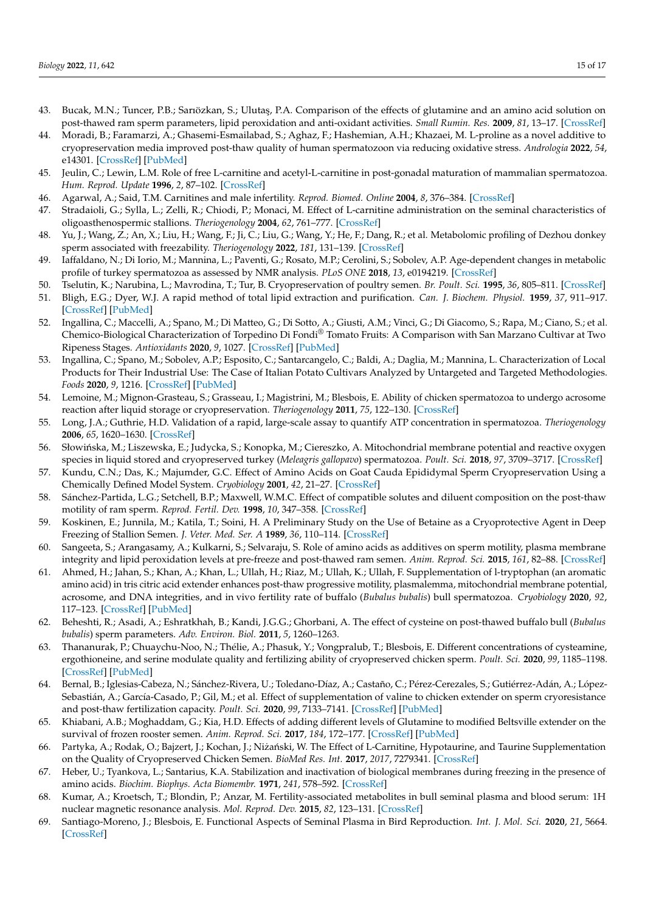43. Bucak, M.N.; Tuncer, P.B.; Sarıözkan, S.; Ulutaş, P.A. Comparison of the effects of glutamine and an amino acid solution on post-thawed ram sperm parameters, lipid peroxidation and anti-oxidant activities. *Small Rumin. Res.* **2009**, *81*, 13–17. [CrossRef]
44. Moradi, B.; Faramarzi, A.; Ghasemi-Esmailabad, S.; Aghaz, F.; Hashemian, A.H.; Khazaei, M. L-proline as a novel additive to cryopreservation media improved post-thaw quality of human spermatozoon via reducing oxidative stress. *Andrologia* **2022**, *54*, e14301. [CrossRef] [PubMed]
45. Jeulin, C.; Lewin, L.M. Role of free L-carnitine and acetyl-L-carnitine in post-gonadal maturation of mammalian spermatozoa. *Hum. Reprod. Update* **1996**, *2*, 87–102. [CrossRef]
46. Agarwal, A.; Said, T.M. Carnitines and male infertility. *Reprod. Biomed. Online* **2004**, *8*, 376–384. [CrossRef]
47. Stradaioli, G.; Sylla, L.; Zelli, R.; Chiodi, P.; Monaci, M. Effect of L-carnitine administration on the seminal characteristics of oligoasthenospermic stallions. *Theriogenology* **2004**, *62*, 761–777. [CrossRef]
48. Yu, J.; Wang, Z.; An, X.; Liu, H.; Wang, F.; Ji, C.; Liu, G.; Wang, Y.; He, F.; Dang, R.; et al. Metabolomic profiling of Dezhou donkey sperm associated with freezability. *Theriogenology* **2022**, *181*, 131–139. [CrossRef]
49. Iaffaldano, N.; Di Iorio, M.; Mannina, L.; Paventi, G.; Rosato, M.P.; Cerolini, S.; Sobolev, A.P. Age-dependent changes in metabolic profile of turkey spermatozoa as assessed by NMR analysis. *PLoS ONE* **2018**, *13*, e0194219. [CrossRef]
50. Tselutin, K.; Narubina, L.; Mavrodina, T.; Tur, B. Cryopreservation of poultry semen. *Br. Poult. Sci.* **1995**, *36*, 805–811. [CrossRef]
51. Bligh, E.G.; Dyer, W.J. A rapid method of total lipid extraction and purification. *Can. J. Biochem. Physiol.* **1959**, *37*, 911–917. [CrossRef] [PubMed]
52. Ingallina, C.; Maccelli, A.; Spano, M.; Di Matteo, G.; Di Sotto, A.; Giusti, A.M.; Vinci, G.; Di Giacomo, S.; Rapa, M.; Ciano, S.; et al. Chemico-Biological Characterization of Torpedino Di Fondi® Tomato Fruits: A Comparison with San Marzano Cultivar at Two Ripeness Stages. *Antioxidants* **2020**, *9*, 1027. [CrossRef] [PubMed]
53. Ingallina, C.; Spano, M.; Sobolev, A.P.; Esposito, C.; Santarcangelo, C.; Baldi, A.; Daglia, M.; Mannina, L. Characterization of Local Products for Their Industrial Use: The Case of Italian Potato Cultivars Analyzed by Untargeted and Targeted Methodologies. *Foods* **2020**, *9*, 1216. [CrossRef] [PubMed]
54. Lemoine, M.; Mignon-Grasteau, S.; Grasseau, I.; Magistrini, M.; Blesbois, E. Ability of chicken spermatozoa to undergo acrosome reaction after liquid storage or cryopreservation. *Theriogenology* **2011**, *75*, 122–130. [CrossRef]
55. Long, J.A.; Guthrie, H.D. Validation of a rapid, large-scale assay to quantify ATP concentration in spermatozoa. *Theriogenology* **2006**, *65*, 1620–1630. [CrossRef]
56. Słowińska, M.; Liszewska, E.; Judycka, S.; Konopka, M.; Ciereszko, A. Mitochondrial membrane potential and reactive oxygen species in liquid stored and cryopreserved turkey (*Meleagris gallopavo*) spermatozoa. *Poult. Sci.* **2018**, *97*, 3709–3717. [CrossRef]
57. Kundu, C.N.; Das, K.; Majumder, G.C. Effect of Amino Acids on Goat Cauda Epididymal Sperm Cryopreservation Using a Chemically Defined Model System. *Cryobiology* **2001**, *42*, 21–27. [CrossRef]
58. Sánchez-Partida, L.G.; Setchell, B.P.; Maxwell, W.M.C. Effect of compatible solutes and diluent composition on the post-thaw motility of ram sperm. *Reprod. Fertil. Dev.* **1998**, *10*, 347–358. [CrossRef]
59. Koskinen, E.; Junnila, M.; Katila, T.; Soini, H. A Preliminary Study on the Use of Betaine as a Cryoprotective Agent in Deep Freezing of Stallion Semen. *J. Veter. Med. Ser. A* **1989**, *36*, 110–114. [CrossRef]
60. Sangeeta, S.; Arangasamy, A.; Kulkarni, S.; Selvaraju, S. Role of amino acids as additives on sperm motility, plasma membrane integrity and lipid peroxidation levels at pre-freeze and post-thawed ram semen. *Anim. Reprod. Sci.* **2015**, *161*, 82–88. [CrossRef]
61. Ahmed, H.; Jahan, S.; Khan, A.; Khan, L.; Ullah, H.; Riaz, M.; Ullah, K.; Ullah, F. Supplementation of l-tryptophan (an aromatic amino acid) in tris citric acid extender enhances post-thaw progressive motility, plasmalemma, mitochondrial membrane potential, acrosome, and DNA integrities, and in vivo fertility rate of buffalo (*Bubalus bubalis*) bull spermatozoa. *Cryobiology* **2020**, *92*, 117–123. [CrossRef] [PubMed]
62. Beheshti, R.; Asadi, A.; Eshratkhah, B.; Kandi, J.G.G.; Ghorbani, A. The effect of cysteine on post-thawed buffalo bull (*Bubalus bubalis*) sperm parameters. *Adv. Environ. Biol.* **2011**, *5*, 1260–1263.
63. Thananurak, P.; Chuaychu-Noo, N.; Thélie, A.; Phasuk, Y.; Vongpralub, T.; Blesbois, E. Different concentrations of cysteamine, ergothioneine, and serine modulate quality and fertilizing ability of cryopreserved chicken sperm. *Poult. Sci.* **2020**, *99*, 1185–1198. [CrossRef] [PubMed]
64. Bernal, B.; Iglesias-Cabeza, N.; Sánchez-Rivera, U.; Toledano-Díaz, A.; Castaño, C.; Pérez-Cerezales, S.; Gutiérrez-Adán, A.; López-Sebastián, A.; García-Casado, P.; Gil, M.; et al. Effect of supplementation of valine to chicken extender on sperm cryoresistance and post-thaw fertilization capacity. *Poult. Sci.* **2020**, *99*, 7133–7141. [CrossRef] [PubMed]
65. Khiabani, A.B.; Moghaddam, G.; Kia, H.D. Effects of adding different levels of Glutamine to modified Beltsville extender on the survival of frozen rooster semen. *Anim. Reprod. Sci.* **2017**, *184*, 172–177. [CrossRef] [PubMed]
66. Partyka, A.; Rodak, O.; Bajzert, J.; Kochan, J.; Niżański, W. The Effect of L-Carnitine, Hypotaurine, and Taurine Supplementation on the Quality of Cryopreserved Chicken Semen. *BioMed Res. Int.* **2017**, *2017*, 7279341. [CrossRef]
67. Heber, U.; Tyankova, L.; Santarius, K.A. Stabilization and inactivation of biological membranes during freezing in the presence of amino acids. *Biochim. Biophys. Acta Biomembr.* **1971**, *241*, 578–592. [CrossRef]
68. Kumar, A.; Kroetsch, T.; Blondin, P.; Anzar, M. Fertility-associated metabolites in bull seminal plasma and blood serum: 1H nuclear magnetic resonance analysis. *Mol. Reprod. Dev.* **2015**, *82*, 123–131. [CrossRef]
69. Santiago-Moreno, J.; Blesbois, E. Functional Aspects of Seminal Plasma in Bird Reproduction. *Int. J. Mol. Sci.* **2020**, *21*, 5664. [CrossRef]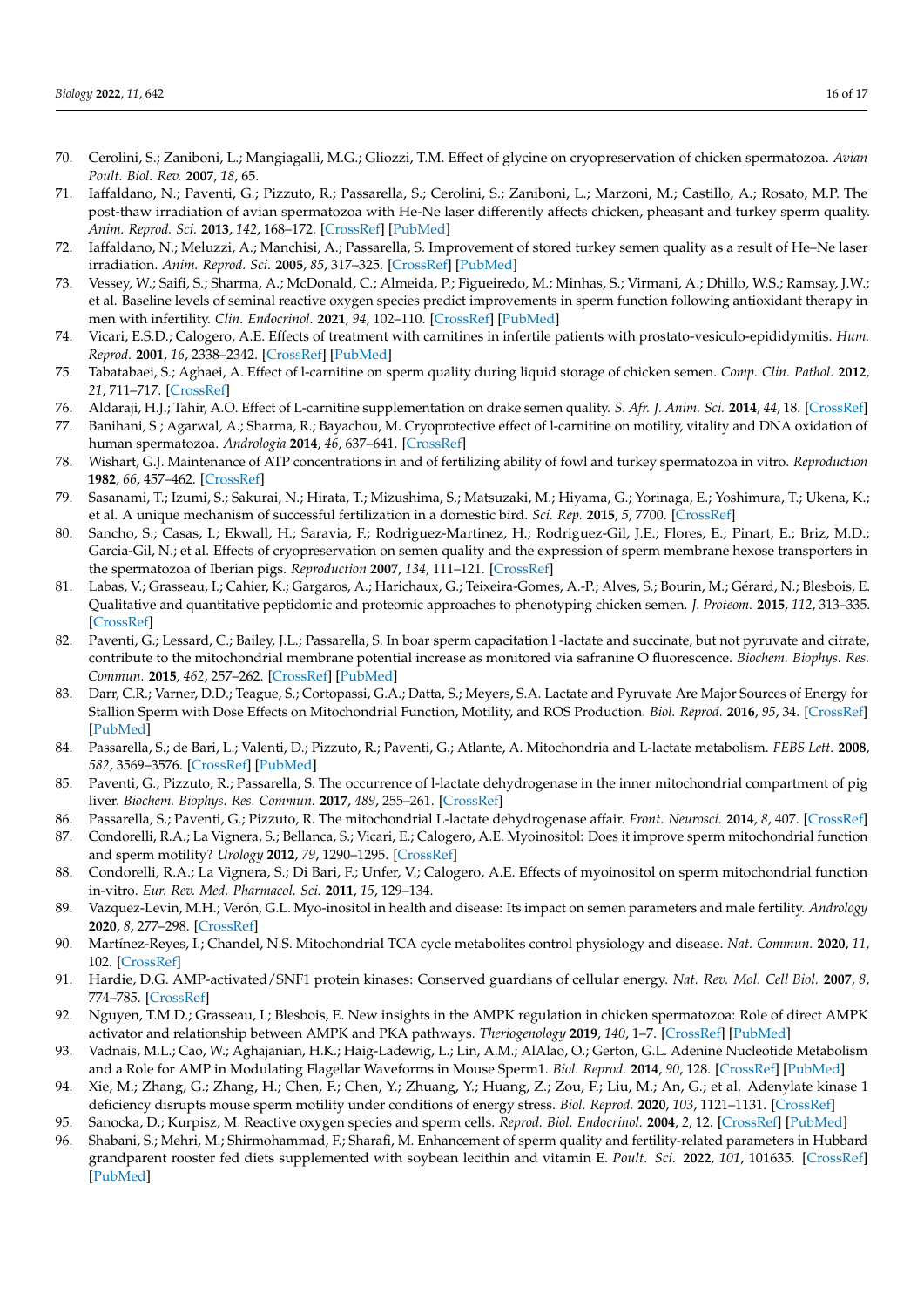70. Cerolini, S.; Zaniboni, L.; Mangiagalli, M.G.; Gliozzi, T.M. Effect of glycine on cryopreservation of chicken spermatozoa. *Avian Poult. Biol. Rev.* **2007**, *18*, 65.
71. Iaffaldano, N.; Paventi, G.; Pizzuto, R.; Passarella, S.; Cerolini, S.; Zaniboni, L.; Marzoni, M.; Castillo, A.; Rosato, M.P. The post-thaw irradiation of avian spermatozoa with He-Ne laser differently affects chicken, pheasant and turkey sperm quality. *Anim. Reprod. Sci.* **2013**, *142*, 168–172. [CrossRef] [PubMed]
72. Iaffaldano, N.; Meluzzi, A.; Manchisi, A.; Passarella, S. Improvement of stored turkey semen quality as a result of He–Ne laser irradiation. *Anim. Reprod. Sci.* **2005**, *85*, 317–325. [CrossRef] [PubMed]
73. Vessey, W.; Saifi, S.; Sharma, A.; McDonald, C.; Almeida, P.; Figueiredo, M.; Minhas, S.; Virmani, A.; Dhillo, W.S.; Ramsay, J.W.; et al. Baseline levels of seminal reactive oxygen species predict improvements in sperm function following antioxidant therapy in men with infertility. *Clin. Endocrinol.* **2021**, *94*, 102–110. [CrossRef] [PubMed]
74. Vicari, E.S.D.; Calogero, A.E. Effects of treatment with carnitines in infertile patients with prostato-vesiculo-epididymitis. *Hum. Reprod.* **2001**, *16*, 2338–2342. [CrossRef] [PubMed]
75. Tabatabaei, S.; Aghaei, A. Effect of l-carnitine on sperm quality during liquid storage of chicken semen. *Comp. Clin. Pathol.* **2012**, *21*, 711–717. [CrossRef]
76. Aldaraji, H.J.; Tahir, A.O. Effect of L-carnitine supplementation on drake semen quality. *S. Afr. J. Anim. Sci.* **2014**, *44*, 18. [CrossRef]
77. Banihani, S.; Agarwal, A.; Sharma, R.; Bayachou, M. Cryoprotective effect of l-carnitine on motility, vitality and DNA oxidation of human spermatozoa. *Andrologia* **2014**, *46*, 637–641. [CrossRef]
78. Wishart, G.J. Maintenance of ATP concentrations in and of fertilizing ability of fowl and turkey spermatozoa in vitro. *Reproduction* **1982**, *66*, 457–462. [CrossRef]
79. Sasanami, T.; Izumi, S.; Sakurai, N.; Hirata, T.; Mizushima, S.; Matsuzaki, M.; Hiyama, G.; Yorinaga, E.; Yoshimura, T.; Ukena, K.; et al. A unique mechanism of successful fertilization in a domestic bird. *Sci. Rep.* **2015**, *5*, 7700. [CrossRef]
80. Sancho, S.; Casas, I.; Ekwall, H.; Saravia, F.; Rodriguez-Martinez, H.; Rodriguez-Gil, J.E.; Flores, E.; Pinart, E.; Briz, M.D.; Garcia-Gil, N.; et al. Effects of cryopreservation on semen quality and the expression of sperm membrane hexose transporters in the spermatozoa of Iberian pigs. *Reproduction* **2007**, *134*, 111–121. [CrossRef]
81. Labas, V.; Grasseau, I.; Cahier, K.; Gargaros, A.; Harichaux, G.; Teixeira-Gomes, A.-P.; Alves, S.; Bourin, M.; Gérard, N.; Blesbois, E. Qualitative and quantitative peptidomic and proteomic approaches to phenotyping chicken semen. *J. Proteom.* **2015**, *112*, 313–335. [CrossRef]
82. Paventi, G.; Lessard, C.; Bailey, J.L.; Passarella, S. In boar sperm capacitation l -lactate and succinate, but not pyruvate and citrate, contribute to the mitochondrial membrane potential increase as monitored via safranine O fluorescence. *Biochem. Biophys. Res. Commun.* **2015**, *462*, 257–262. [CrossRef] [PubMed]
83. Darr, C.R.; Varner, D.D.; Teague, S.; Cortopassi, G.A.; Datta, S.; Meyers, S.A. Lactate and Pyruvate Are Major Sources of Energy for Stallion Sperm with Dose Effects on Mitochondrial Function, Motility, and ROS Production. *Biol. Reprod.* **2016**, *95*, 34. [CrossRef] [PubMed]
84. Passarella, S.; de Bari, L.; Valenti, D.; Pizzuto, R.; Paventi, G.; Atlante, A. Mitochondria and L-lactate metabolism. *FEBS Lett.* **2008**, *582*, 3569–3576. [CrossRef] [PubMed]
85. Paventi, G.; Pizzuto, R.; Passarella, S. The occurrence of l-lactate dehydrogenase in the inner mitochondrial compartment of pig liver. *Biochem. Biophys. Res. Commun.* **2017**, *489*, 255–261. [CrossRef]
86. Passarella, S.; Paventi, G.; Pizzuto, R. The mitochondrial L-lactate dehydrogenase affair. *Front. Neurosci.* **2014**, *8*, 407. [CrossRef]
87. Condorelli, R.A.; La Vignera, S.; Bellanca, S.; Vicari, E.; Calogero, A.E. Myoinositol: Does it improve sperm mitochondrial function and sperm motility? *Urology* **2012**, *79*, 1290–1295. [CrossRef]
88. Condorelli, R.A.; La Vignera, S.; Di Bari, F.; Unfer, V.; Calogero, A.E. Effects of myoinositol on sperm mitochondrial function in-vitro. *Eur. Rev. Med. Pharmacol. Sci.* **2011**, *15*, 129–134.
89. Vazquez-Levin, M.H.; Verón, G.L. Myo-inositol in health and disease: Its impact on semen parameters and male fertility. *Andrology* **2020**, *8*, 277–298. [CrossRef]
90. Martínez-Reyes, I.; Chandel, N.S. Mitochondrial TCA cycle metabolites control physiology and disease. *Nat. Commun.* **2020**, *11*, 102. [CrossRef]
91. Hardie, D.G. AMP-activated/SNF1 protein kinases: Conserved guardians of cellular energy. *Nat. Rev. Mol. Cell Biol.* **2007**, *8*, 774–785. [CrossRef]
92. Nguyen, T.M.D.; Grasseau, I.; Blesbois, E. New insights in the AMPK regulation in chicken spermatozoa: Role of direct AMPK activator and relationship between AMPK and PKA pathways. *Theriogenology* **2019**, *140*, 1–7. [CrossRef] [PubMed]
93. Vadnais, M.L.; Cao, W.; Aghajanian, H.K.; Haig-Ladewig, L.; Lin, A.M.; AlAlao, O.; Gerton, G.L. Adenine Nucleotide Metabolism and a Role for AMP in Modulating Flagellar Waveforms in Mouse Sperm1. *Biol. Reprod.* **2014**, *90*, 128. [CrossRef] [PubMed]
94. Xie, M.; Zhang, G.; Zhang, H.; Chen, F.; Chen, Y.; Zhuang, Y.; Huang, Z.; Zou, F.; Liu, M.; An, G.; et al. Adenylate kinase 1 deficiency disrupts mouse sperm motility under conditions of energy stress. *Biol. Reprod.* **2020**, *103*, 1121–1131. [CrossRef]
95. Sanocka, D.; Kurpisz, M. Reactive oxygen species and sperm cells. *Reprod. Biol. Endocrinol.* **2004**, *2*, 12. [CrossRef] [PubMed]
96. Shabani, S.; Mehri, M.; Shirmohammad, F.; Sharafi, M. Enhancement of sperm quality and fertility-related parameters in Hubbard grandparent rooster fed diets supplemented with soybean lecithin and vitamin E. *Poult. Sci.* **2022**, *101*, 101635. [CrossRef] [PubMed]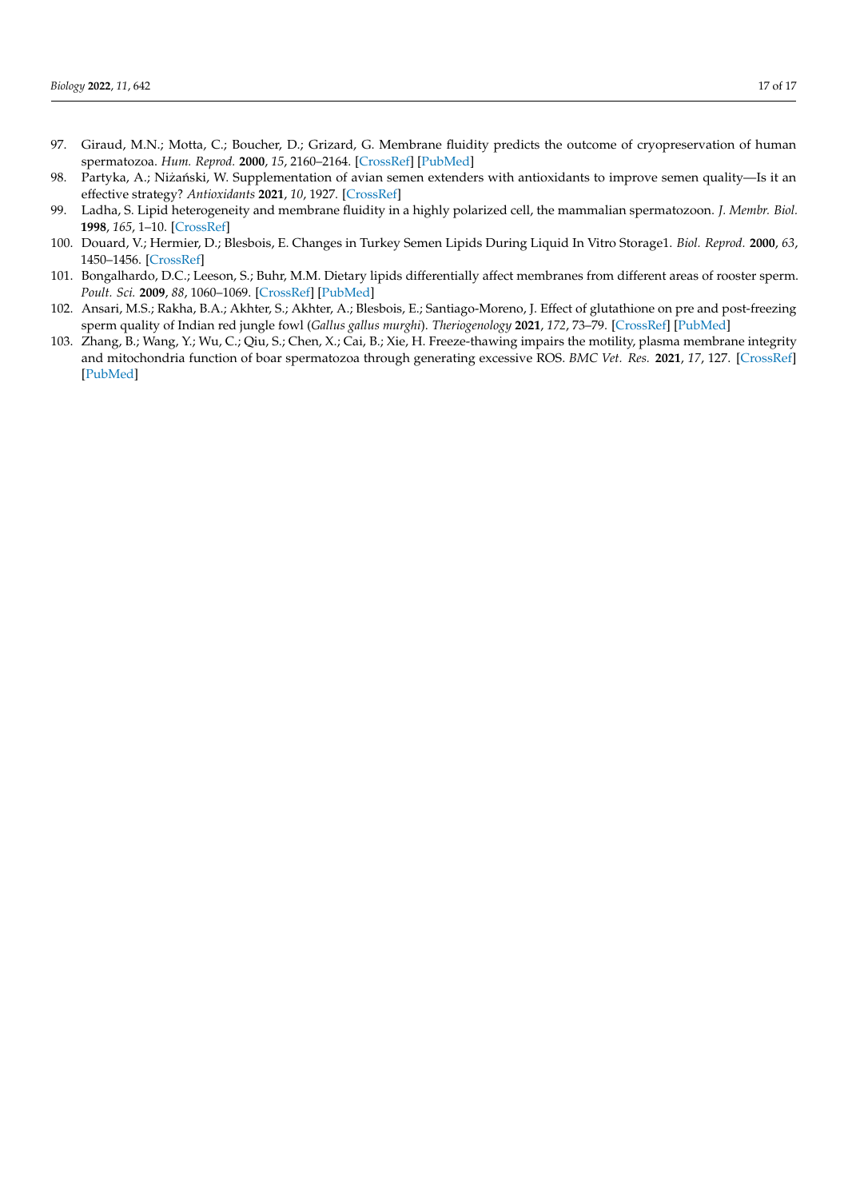97. Giraud, M.N.; Motta, C.; Boucher, D.; Grizard, G. Membrane fluidity predicts the outcome of cryopreservation of human spermatozoa. *Hum. Reprod.* **2000**, *15*, 2160–2164. [CrossRef] [PubMed]
98. Partyka, A.; Niżański, W. Supplementation of avian semen extenders with antioxidants to improve semen quality—Is it an effective strategy? *Antioxidants* **2021**, *10*, 1927. [CrossRef]
99. Ladha, S. Lipid heterogeneity and membrane fluidity in a highly polarized cell, the mammalian spermatozoon. *J. Membr. Biol.* **1998**, *165*, 1–10. [CrossRef]
100. Douard, V.; Hermier, D.; Blesbois, E. Changes in Turkey Semen Lipids During Liquid In Vitro Storage1. *Biol. Reprod.* **2000**, *63*, 1450–1456. [CrossRef]
101. Bongalhardo, D.C.; Leeson, S.; Buhr, M.M. Dietary lipids differentially affect membranes from different areas of rooster sperm. *Poult. Sci.* **2009**, *88*, 1060–1069. [CrossRef] [PubMed]
102. Ansari, M.S.; Rakha, B.A.; Akhter, S.; Akhter, A.; Blesbois, E.; Santiago-Moreno, J. Effect of glutathione on pre and post-freezing sperm quality of Indian red jungle fowl (*Gallus gallus murghi*). *Theriogenology* **2021**, *172*, 73–79. [CrossRef] [PubMed]
103. Zhang, B.; Wang, Y.; Wu, C.; Qiu, S.; Chen, X.; Cai, B.; Xie, H. Freeze-thawing impairs the motility, plasma membrane integrity and mitochondria function of boar spermatozoa through generating excessive ROS. *BMC Vet. Res.* **2021**, *17*, 127. [CrossRef] [PubMed]